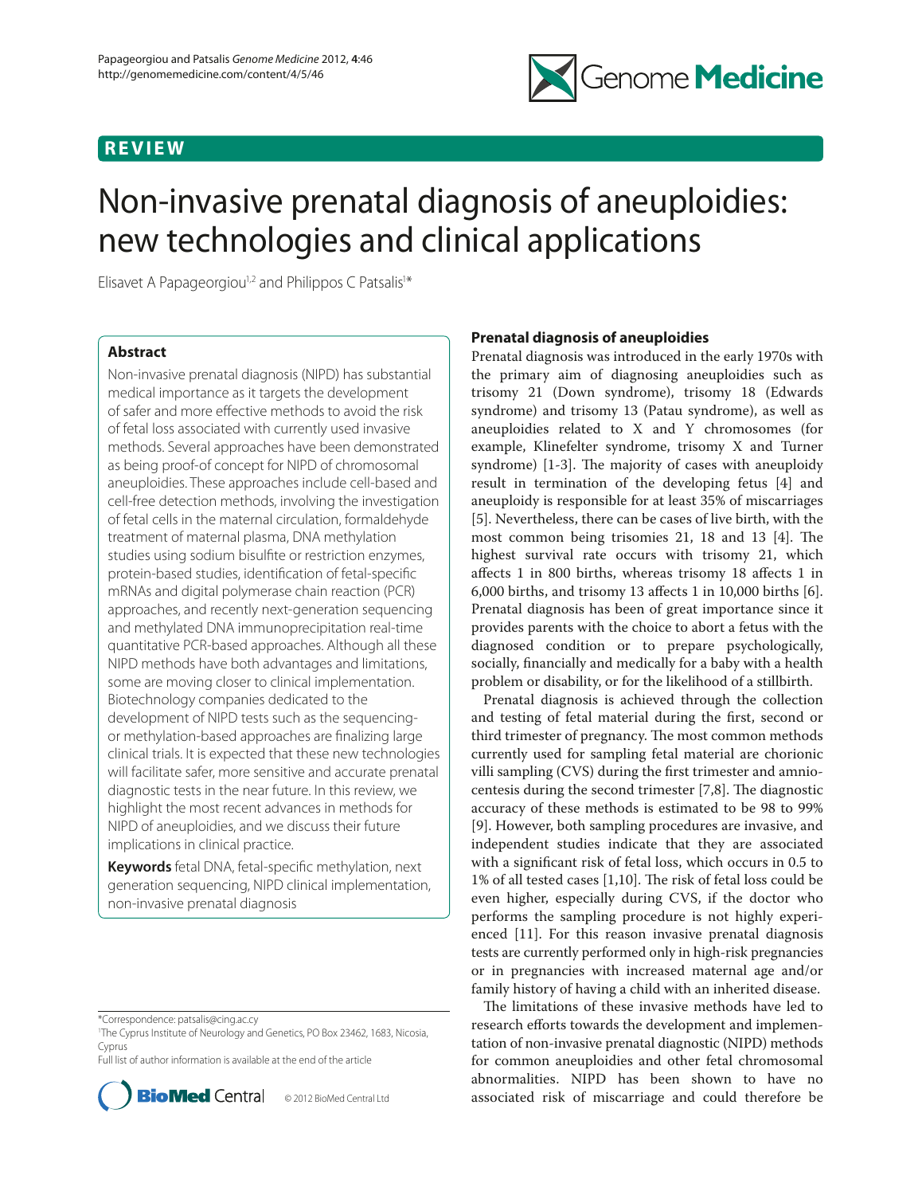REVIEW

# Non-invasive prenatal diagnosis of aneuploidies: new technologies and clinical applications

Elisavet A Papageorgiou[1,2] and Philippos C Patsalis[1]*

## Abstract

Non-invasive prenatal diagnosis (NIPD) has substantial medical importance as it targets the development of safer and more effective methods to avoid the risk of fetal loss associated with currently used invasive methods. Several approaches have been demonstrated as being proof-of concept for NIPD of chromosomal aneuploidies. These approaches include cell-based and cell-free detection methods, involving the investigation of fetal cells in the maternal circulation, formaldehyde treatment of maternal plasma, DNA methylation studies using sodium bisulfite or restriction enzymes, protein-based studies, identification of fetal-specific mRNAs and digital polymerase chain reaction (PCR) approaches, and recently next-generation sequencing and methylated DNA immunoprecipitation real-time quantitative PCR-based approaches. Although all these NIPD methods have both advantages and limitations, some are moving closer to clinical implementation. Biotechnology companies dedicated to the development of NIPD tests such as the sequencing- or methylation-based approaches are finalizing large clinical trials. It is expected that these new technologies will facilitate safer, more sensitive and accurate prenatal diagnostic tests in the near future. In this review, we highlight the most recent advances in methods for NIPD of aneuploidies, and we discuss their future implications in clinical practice.

**Keywords** fetal DNA, fetal-specific methylation, next generation sequencing, NIPD clinical implementation, non-invasive prenatal diagnosis

*Correspondence: patsalis@cing.ac.cy
[1]The Cyprus Institute of Neurology and Genetics, PO Box 23462, 1683, Nicosia, Cyprus
Full list of author information is available at the end of the article

© 2012 BioMed Central Ltd

## Prenatal diagnosis of aneuploidies

Prenatal diagnosis was introduced in the early 1970s with the primary aim of diagnosing aneuploidies such as trisomy 21 (Down syndrome), trisomy 18 (Edwards syndrome) and trisomy 13 (Patau syndrome), as well as aneuploidies related to X and Y chromosomes (for example, Klinefelter syndrome, trisomy X and Turner syndrome) [1-3]. The majority of cases with aneuploidy result in termination of the developing fetus [4] and aneuploidy is responsible for at least 35% of miscarriages [5]. Nevertheless, there can be cases of live birth, with the most common being trisomies 21, 18 and 13 [4]. The highest survival rate occurs with trisomy 21, which affects 1 in 800 births, whereas trisomy 18 affects 1 in 6,000 births, and trisomy 13 affects 1 in 10,000 births [6]. Prenatal diagnosis has been of great importance since it provides parents with the choice to abort a fetus with the diagnosed condition or to prepare psychologically, socially, financially and medically for a baby with a health problem or disability, or for the likelihood of a stillbirth.

Prenatal diagnosis is achieved through the collection and testing of fetal material during the first, second or third trimester of pregnancy. The most common methods currently used for sampling fetal material are chorionic villi sampling (CVS) during the first trimester and amniocentesis during the second trimester [7,8]. The diagnostic accuracy of these methods is estimated to be 98 to 99% [9]. However, both sampling procedures are invasive, and independent studies indicate that they are associated with a significant risk of fetal loss, which occurs in 0.5 to 1% of all tested cases [1,10]. The risk of fetal loss could be even higher, especially during CVS, if the doctor who performs the sampling procedure is not highly experienced [11]. For this reason invasive prenatal diagnosis tests are currently performed only in high-risk pregnancies or in pregnancies with increased maternal age and/or family history of having a child with an inherited disease.

The limitations of these invasive methods have led to research efforts towards the development and implementation of non-invasive prenatal diagnostic (NIPD) methods for common aneuploidies and other fetal chromosomal abnormalities. NIPD has been shown to have no associated risk of miscarriage and could therefore be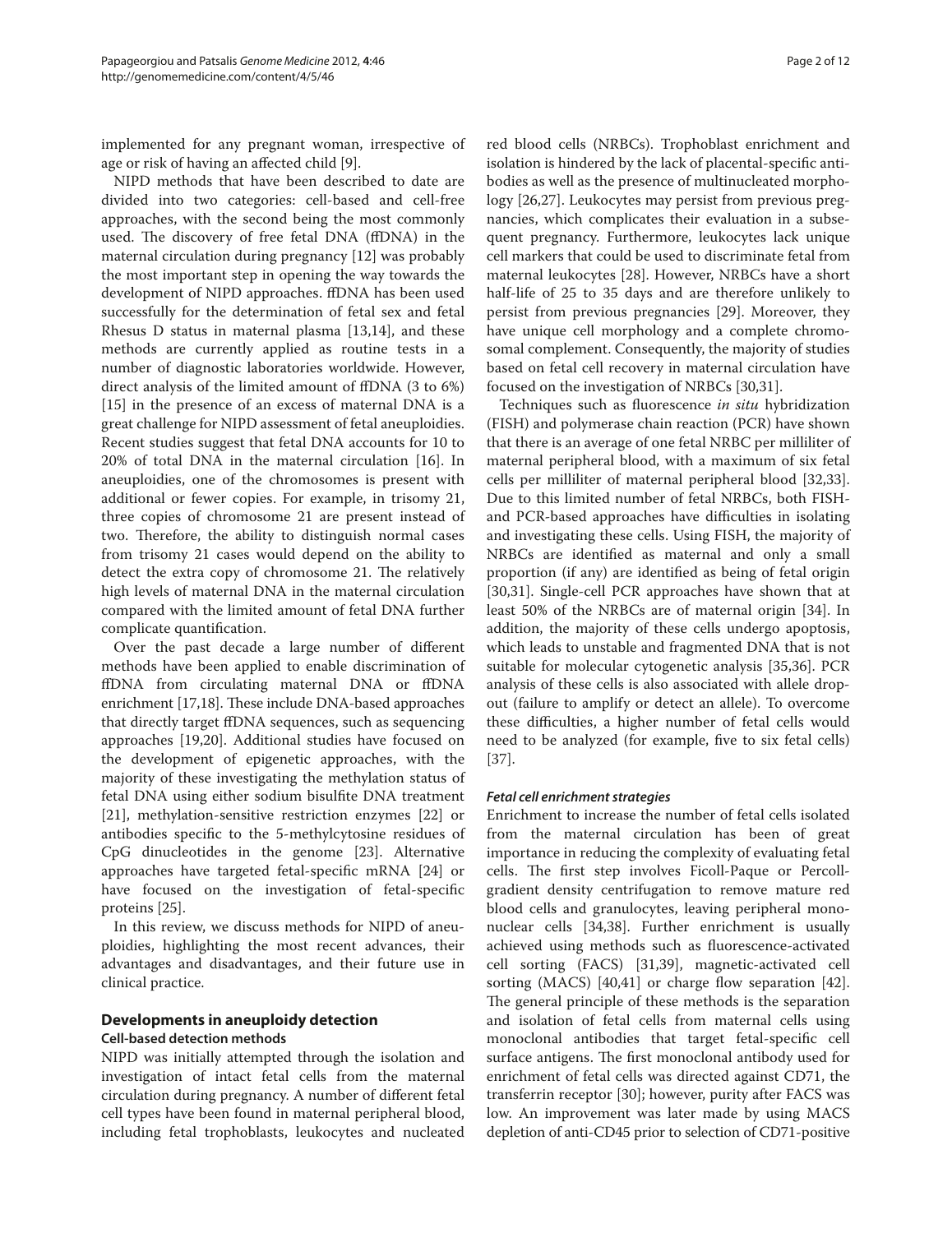implemented for any pregnant woman, irrespective of age or risk of having an affected child [9].

NIPD methods that have been described to date are divided into two categories: cell-based and cell-free approaches, with the second being the most commonly used. The discovery of free fetal DNA (ffDNA) in the maternal circulation during pregnancy [12] was probably the most important step in opening the way towards the development of NIPD approaches. ffDNA has been used successfully for the determination of fetal sex and fetal Rhesus D status in maternal plasma [13,14], and these methods are currently applied as routine tests in a number of diagnostic laboratories worldwide. However, direct analysis of the limited amount of ffDNA (3 to 6%) [15] in the presence of an excess of maternal DNA is a great challenge for NIPD assessment of fetal aneuploidies. Recent studies suggest that fetal DNA accounts for 10 to 20% of total DNA in the maternal circulation [16]. In aneuploidies, one of the chromosomes is present with additional or fewer copies. For example, in trisomy 21, three copies of chromosome 21 are present instead of two. Therefore, the ability to distinguish normal cases from trisomy 21 cases would depend on the ability to detect the extra copy of chromosome 21. The relatively high levels of maternal DNA in the maternal circulation compared with the limited amount of fetal DNA further complicate quantification.

Over the past decade a large number of different methods have been applied to enable discrimination of ffDNA from circulating maternal DNA or ffDNA enrichment [17,18]. These include DNA-based approaches that directly target ffDNA sequences, such as sequencing approaches [19,20]. Additional studies have focused on the development of epigenetic approaches, with the majority of these investigating the methylation status of fetal DNA using either sodium bisulfite DNA treatment [21], methylation-sensitive restriction enzymes [22] or antibodies specific to the 5-methylcytosine residues of CpG dinucleotides in the genome [23]. Alternative approaches have targeted fetal-specific mRNA [24] or have focused on the investigation of fetal-specific proteins [25].

In this review, we discuss methods for NIPD of aneuploidies, highlighting the most recent advances, their advantages and disadvantages, and their future use in clinical practice.

## Developments in aneuploidy detection

### Cell-based detection methods

NIPD was initially attempted through the isolation and investigation of intact fetal cells from the maternal circulation during pregnancy. A number of different fetal cell types have been found in maternal peripheral blood, including fetal trophoblasts, leukocytes and nucleated red blood cells (NRBCs). Trophoblast enrichment and isolation is hindered by the lack of placental-specific antibodies as well as the presence of multinucleated morphology [26,27]. Leukocytes may persist from previous pregnancies, which complicates their evaluation in a subsequent pregnancy. Furthermore, leukocytes lack unique cell markers that could be used to discriminate fetal from maternal leukocytes [28]. However, NRBCs have a short half-life of 25 to 35 days and are therefore unlikely to persist from previous pregnancies [29]. Moreover, they have unique cell morphology and a complete chromosomal complement. Consequently, the majority of studies based on fetal cell recovery in maternal circulation have focused on the investigation of NRBCs [30,31].

Techniques such as fluorescence *in situ* hybridization (FISH) and polymerase chain reaction (PCR) have shown that there is an average of one fetal NRBC per milliliter of maternal peripheral blood, with a maximum of six fetal cells per milliliter of maternal peripheral blood [32,33]. Due to this limited number of fetal NRBCs, both FISH- and PCR-based approaches have difficulties in isolating and investigating these cells. Using FISH, the majority of NRBCs are identified as maternal and only a small proportion (if any) are identified as being of fetal origin [30,31]. Single-cell PCR approaches have shown that at least 50% of the NRBCs are of maternal origin [34]. In addition, the majority of these cells undergo apoptosis, which leads to unstable and fragmented DNA that is not suitable for molecular cytogenetic analysis [35,36]. PCR analysis of these cells is also associated with allele drop-out (failure to amplify or detect an allele). To overcome these difficulties, a higher number of fetal cells would need to be analyzed (for example, five to six fetal cells) [37].

#### *Fetal cell enrichment strategies*

Enrichment to increase the number of fetal cells isolated from the maternal circulation has been of great importance in reducing the complexity of evaluating fetal cells. The first step involves Ficoll-Paque or Percoll-gradient density centrifugation to remove mature red blood cells and granulocytes, leaving peripheral mononuclear cells [34,38]. Further enrichment is usually achieved using methods such as fluorescence-activated cell sorting (FACS) [31,39], magnetic-activated cell sorting (MACS) [40,41] or charge flow separation [42]. The general principle of these methods is the separation and isolation of fetal cells from maternal cells using monoclonal antibodies that target fetal-specific cell surface antigens. The first monoclonal antibody used for enrichment of fetal cells was directed against CD71, the transferrin receptor [30]; however, purity after FACS was low. An improvement was later made by using MACS depletion of anti-CD45 prior to selection of CD71-positive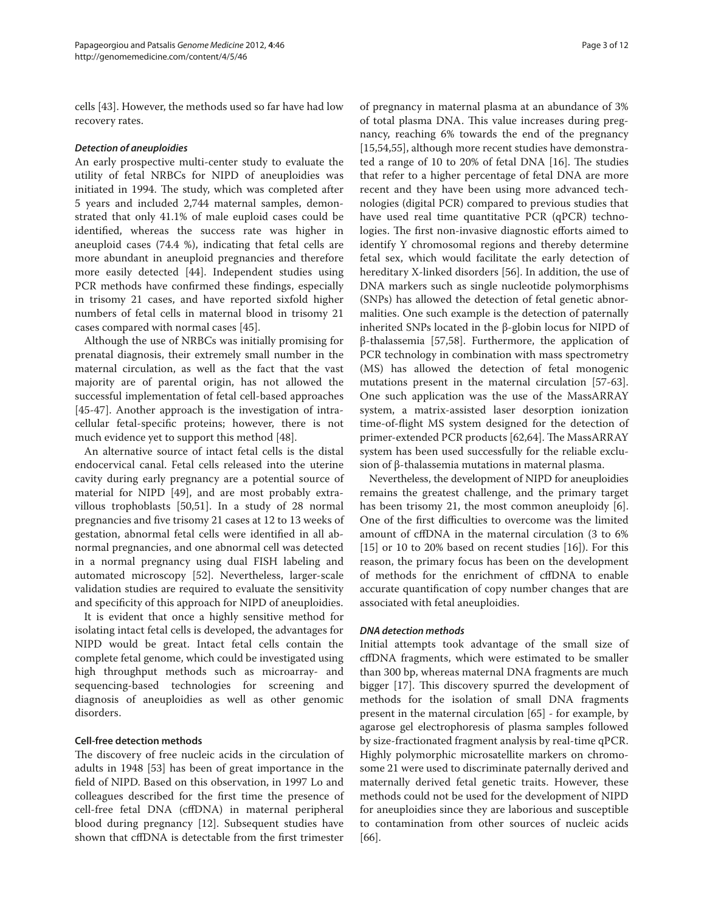cells [43]. However, the methods used so far have had low recovery rates.

#### *Detection of aneuploidies*

An early prospective multi-center study to evaluate the utility of fetal NRBCs for NIPD of aneuploidies was initiated in 1994. The study, which was completed after 5 years and included 2,744 maternal samples, demonstrated that only 41.1% of male euploid cases could be identified, whereas the success rate was higher in aneuploid cases (74.4 %), indicating that fetal cells are more abundant in aneuploid pregnancies and therefore more easily detected [44]. Independent studies using PCR methods have confirmed these findings, especially in trisomy 21 cases, and have reported sixfold higher numbers of fetal cells in maternal blood in trisomy 21 cases compared with normal cases [45].

Although the use of NRBCs was initially promising for prenatal diagnosis, their extremely small number in the maternal circulation, as well as the fact that the vast majority are of parental origin, has not allowed the successful implementation of fetal cell-based approaches [45-47]. Another approach is the investigation of intracellular fetal-specific proteins; however, there is not much evidence yet to support this method [48].

An alternative source of intact fetal cells is the distal endocervical canal. Fetal cells released into the uterine cavity during early pregnancy are a potential source of material for NIPD [49], and are most probably extravillous trophoblasts [50,51]. In a study of 28 normal pregnancies and five trisomy 21 cases at 12 to 13 weeks of gestation, abnormal fetal cells were identified in all abnormal pregnancies, and one abnormal cell was detected in a normal pregnancy using dual FISH labeling and automated microscopy [52]. Nevertheless, larger-scale validation studies are required to evaluate the sensitivity and specificity of this approach for NIPD of aneuploidies.

It is evident that once a highly sensitive method for isolating intact fetal cells is developed, the advantages for NIPD would be great. Intact fetal cells contain the complete fetal genome, which could be investigated using high throughput methods such as microarray- and sequencing-based technologies for screening and diagnosis of aneuploidies as well as other genomic disorders.

### Cell-free detection methods

The discovery of free nucleic acids in the circulation of adults in 1948 [53] has been of great importance in the field of NIPD. Based on this observation, in 1997 Lo and colleagues described for the first time the presence of cell-free fetal DNA (cffDNA) in maternal peripheral blood during pregnancy [12]. Subsequent studies have shown that cffDNA is detectable from the first trimester of pregnancy in maternal plasma at an abundance of 3% of total plasma DNA. This value increases during pregnancy, reaching 6% towards the end of the pregnancy [15,54,55], although more recent studies have demonstrated a range of 10 to 20% of fetal DNA [16]. The studies that refer to a higher percentage of fetal DNA are more recent and they have been using more advanced technologies (digital PCR) compared to previous studies that have used real time quantitative PCR (qPCR) technologies. The first non-invasive diagnostic efforts aimed to identify Y chromosomal regions and thereby determine fetal sex, which would facilitate the early detection of hereditary X-linked disorders [56]. In addition, the use of DNA markers such as single nucleotide polymorphisms (SNPs) has allowed the detection of fetal genetic abnormalities. One such example is the detection of paternally inherited SNPs located in the β-globin locus for NIPD of β-thalassemia [57,58]. Furthermore, the application of PCR technology in combination with mass spectrometry (MS) has allowed the detection of fetal monogenic mutations present in the maternal circulation [57-63]. One such application was the use of the MassARRAY system, a matrix-assisted laser desorption ionization time-of-flight MS system designed for the detection of primer-extended PCR products [62,64]. The MassARRAY system has been used successfully for the reliable exclusion of β-thalassemia mutations in maternal plasma.

Nevertheless, the development of NIPD for aneuploidies remains the greatest challenge, and the primary target has been trisomy 21, the most common aneuploidy [6]. One of the first difficulties to overcome was the limited amount of cffDNA in the maternal circulation (3 to 6% [15] or 10 to 20% based on recent studies [16]). For this reason, the primary focus has been on the development of methods for the enrichment of cffDNA to enable accurate quantification of copy number changes that are associated with fetal aneuploidies.

#### *DNA detection methods*

Initial attempts took advantage of the small size of cffDNA fragments, which were estimated to be smaller than 300 bp, whereas maternal DNA fragments are much bigger [17]. This discovery spurred the development of methods for the isolation of small DNA fragments present in the maternal circulation [65] - for example, by agarose gel electrophoresis of plasma samples followed by size-fractionated fragment analysis by real-time qPCR. Highly polymorphic microsatellite markers on chromosome 21 were used to discriminate paternally derived and maternally derived fetal genetic traits. However, these methods could not be used for the development of NIPD for aneuploidies since they are laborious and susceptible to contamination from other sources of nucleic acids [66].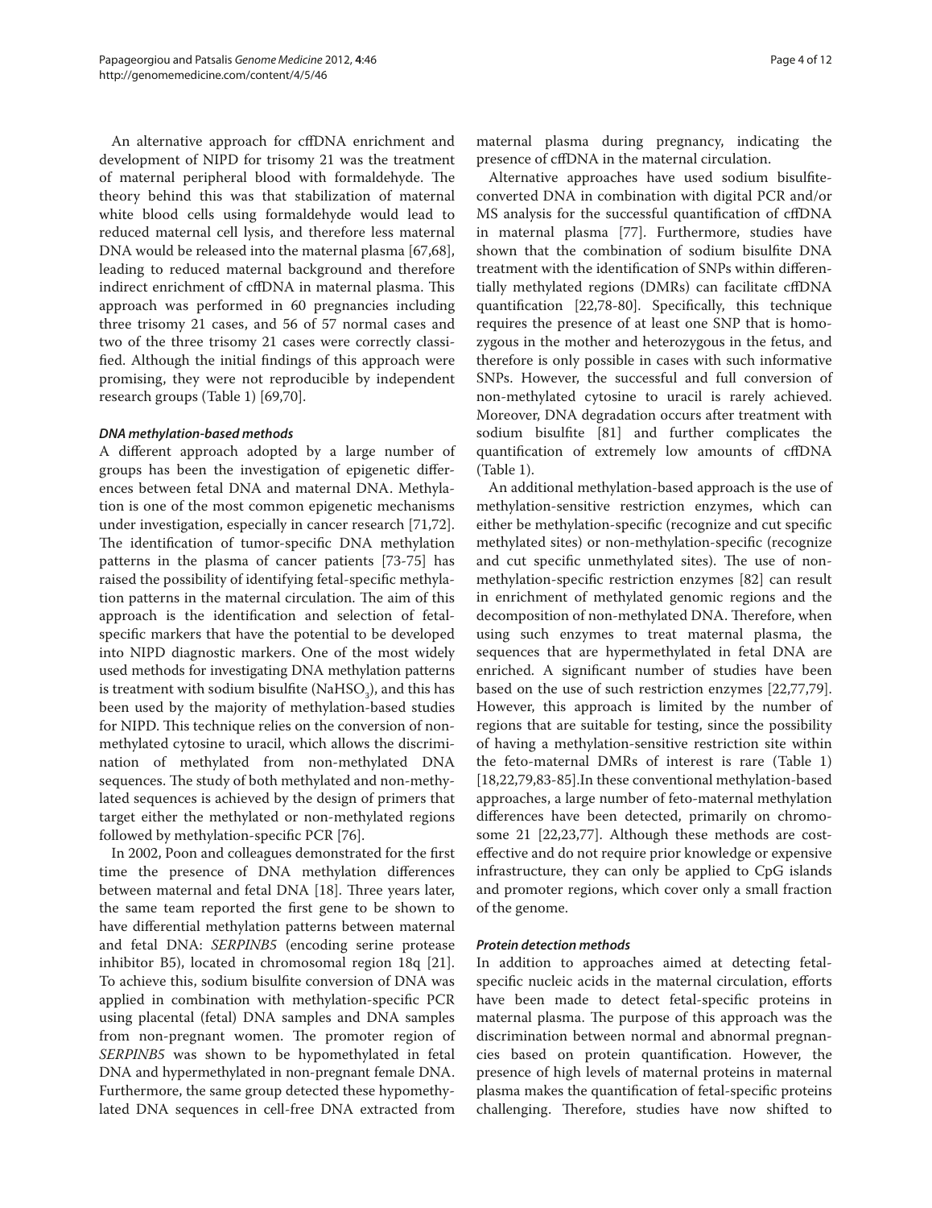An alternative approach for cffDNA enrichment and development of NIPD for trisomy 21 was the treatment of maternal peripheral blood with formaldehyde. The theory behind this was that stabilization of maternal white blood cells using formaldehyde would lead to reduced maternal cell lysis, and therefore less maternal DNA would be released into the maternal plasma [67,68], leading to reduced maternal background and therefore indirect enrichment of cffDNA in maternal plasma. This approach was performed in 60 pregnancies including three trisomy 21 cases, and 56 of 57 normal cases and two of the three trisomy 21 cases were correctly classified. Although the initial findings of this approach were promising, they were not reproducible by independent research groups (Table 1) [69,70].

#### *DNA methylation-based methods*

A different approach adopted by a large number of groups has been the investigation of epigenetic differences between fetal DNA and maternal DNA. Methylation is one of the most common epigenetic mechanisms under investigation, especially in cancer research [71,72]. The identification of tumor-specific DNA methylation patterns in the plasma of cancer patients [73-75] has raised the possibility of identifying fetal-specific methylation patterns in the maternal circulation. The aim of this approach is the identification and selection of fetal-specific markers that have the potential to be developed into NIPD diagnostic markers. One of the most widely used methods for investigating DNA methylation patterns is treatment with sodium bisulfite ($NaHSO_3$), and this has been used by the majority of methylation-based studies for NIPD. This technique relies on the conversion of non-methylated cytosine to uracil, which allows the discrimination of methylated from non-methylated DNA sequences. The study of both methylated and non-methylated sequences is achieved by the design of primers that target either the methylated or non-methylated regions followed by methylation-specific PCR [76].

In 2002, Poon and colleagues demonstrated for the first time the presence of DNA methylation differences between maternal and fetal DNA [18]. Three years later, the same team reported the first gene to be shown to have differential methylation patterns between maternal and fetal DNA: *SERPINB5* (encoding serine protease inhibitor B5), located in chromosomal region 18q [21]. To achieve this, sodium bisulfite conversion of DNA was applied in combination with methylation-specific PCR using placental (fetal) DNA samples and DNA samples from non-pregnant women. The promoter region of *SERPINB5* was shown to be hypomethylated in fetal DNA and hypermethylated in non-pregnant female DNA. Furthermore, the same group detected these hypomethylated DNA sequences in cell-free DNA extracted from maternal plasma during pregnancy, indicating the presence of cffDNA in the maternal circulation.

Alternative approaches have used sodium bisulfite-converted DNA in combination with digital PCR and/or MS analysis for the successful quantification of cffDNA in maternal plasma [77]. Furthermore, studies have shown that the combination of sodium bisulfite DNA treatment with the identification of SNPs within differentially methylated regions (DMRs) can facilitate cffDNA quantification [22,78-80]. Specifically, this technique requires the presence of at least one SNP that is homozygous in the mother and heterozygous in the fetus, and therefore is only possible in cases with such informative SNPs. However, the successful and full conversion of non-methylated cytosine to uracil is rarely achieved. Moreover, DNA degradation occurs after treatment with sodium bisulfite [81] and further complicates the quantification of extremely low amounts of cffDNA (Table 1).

An additional methylation-based approach is the use of methylation-sensitive restriction enzymes, which can either be methylation-specific (recognize and cut specific methylated sites) or non-methylation-specific (recognize and cut specific unmethylated sites). The use of non-methylation-specific restriction enzymes [82] can result in enrichment of methylated genomic regions and the decomposition of non-methylated DNA. Therefore, when using such enzymes to treat maternal plasma, the sequences that are hypermethylated in fetal DNA are enriched. A significant number of studies have been based on the use of such restriction enzymes [22,77,79]. However, this approach is limited by the number of regions that are suitable for testing, since the possibility of having a methylation-sensitive restriction site within the feto-maternal DMRs of interest is rare (Table 1) [18,22,79,83-85].In these conventional methylation-based approaches, a large number of feto-maternal methylation differences have been detected, primarily on chromosome 21 [22,23,77]. Although these methods are cost-effective and do not require prior knowledge or expensive infrastructure, they can only be applied to CpG islands and promoter regions, which cover only a small fraction of the genome.

#### *Protein detection methods*

In addition to approaches aimed at detecting fetal-specific nucleic acids in the maternal circulation, efforts have been made to detect fetal-specific proteins in maternal plasma. The purpose of this approach was the discrimination between normal and abnormal pregnancies based on protein quantification. However, the presence of high levels of maternal proteins in maternal plasma makes the quantification of fetal-specific proteins challenging. Therefore, studies have now shifted to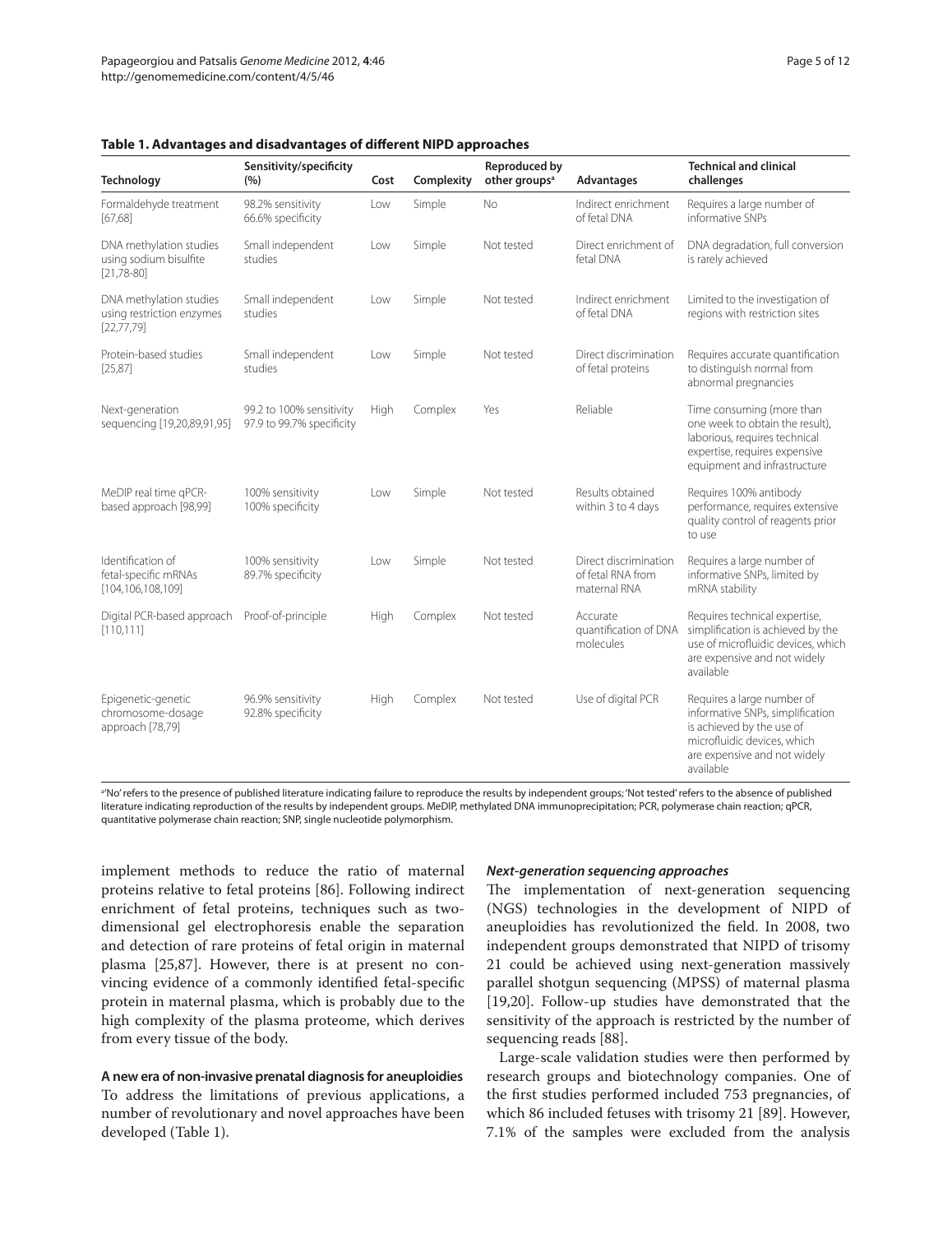**Table 1. Advantages and disadvantages of different NIPD approaches**

| Technology | Sensitivity/specificity (%) | Cost | Complexity | Reproduced by other groups[a] | Advantages | Technical and clinical challenges |
|---|---|---|---|---|---|---|
| Formaldehyde treatment [67,68] | 98.2% sensitivity 66.6% specificity | Low | Simple | No | Indirect enrichment of fetal DNA | Requires a large number of informative SNPs |
| DNA methylation studies using sodium bisulfite [21,78-80] | Small independent studies | Low | Simple | Not tested | Direct enrichment of fetal DNA | DNA degradation, full conversion is rarely achieved |
| DNA methylation studies using restriction enzymes [22,77,79] | Small independent studies | Low | Simple | Not tested | Indirect enrichment of fetal DNA | Limited to the investigation of regions with restriction sites |
| Protein-based studies [25,87] | Small independent studies | Low | Simple | Not tested | Direct discrimination of fetal proteins | Requires accurate quantification to distinguish normal from abnormal pregnancies |
| Next-generation sequencing [19,20,89,91,95] | 99.2 to 100% sensitivity 97.9 to 99.7% specificity | High | Complex | Yes | Reliable | Time consuming (more than one week to obtain the result), laborious, requires technical expertise, requires expensive equipment and infrastructure |
| MeDIP real time qPCR-based approach [98,99] | 100% sensitivity 100% specificity | Low | Simple | Not tested | Results obtained within 3 to 4 days | Requires 100% antibody performance, requires extensive quality control of reagents prior to use |
| Identification of fetal-specific mRNAs [104,106,108,109] | 100% sensitivity 89.7% specificity | Low | Simple | Not tested | Direct discrimination of fetal RNA from maternal RNA | Requires a large number of informative SNPs, limited by mRNA stability |
| Digital PCR-based approach [110,111] | Proof-of-principle | High | Complex | Not tested | Accurate quantification of DNA molecules | Requires technical expertise, simplification is achieved by the use of microfluidic devices, which are expensive and not widely available |
| Epigenetic-genetic chromosome-dosage approach [78,79] | 96.9% sensitivity 92.8% specificity | High | Complex | Not tested | Use of digital PCR | Requires a large number of informative SNPs, simplification is achieved by the use of microfluidic devices, which are expensive and not widely available |

[a]'No' refers to the presence of published literature indicating failure to reproduce the results by independent groups; 'Not tested' refers to the absence of published literature indicating reproduction of the results by independent groups. MeDIP, methylated DNA immunoprecipitation; PCR, polymerase chain reaction; qPCR, quantitative polymerase chain reaction; SNP, single nucleotide polymorphism.

implement methods to reduce the ratio of maternal proteins relative to fetal proteins [86]. Following indirect enrichment of fetal proteins, techniques such as two-dimensional gel electrophoresis enable the separation and detection of rare proteins of fetal origin in maternal plasma [25,87]. However, there is at present no convincing evidence of a commonly identified fetal-specific protein in maternal plasma, which is probably due to the high complexity of the plasma proteome, which derives from every tissue of the body.

## A new era of non-invasive prenatal diagnosis for aneuploidies

To address the limitations of previous applications, a number of revolutionary and novel approaches have been developed (Table 1).

### *Next-generation sequencing approaches*

The implementation of next-generation sequencing (NGS) technologies in the development of NIPD of aneuploidies has revolutionized the field. In 2008, two independent groups demonstrated that NIPD of trisomy 21 could be achieved using next-generation massively parallel shotgun sequencing (MPSS) of maternal plasma [19,20]. Follow-up studies have demonstrated that the sensitivity of the approach is restricted by the number of sequencing reads [88].

Large-scale validation studies were then performed by research groups and biotechnology companies. One of the first studies performed included 753 pregnancies, of which 86 included fetuses with trisomy 21 [89]. However, 7.1% of the samples were excluded from the analysis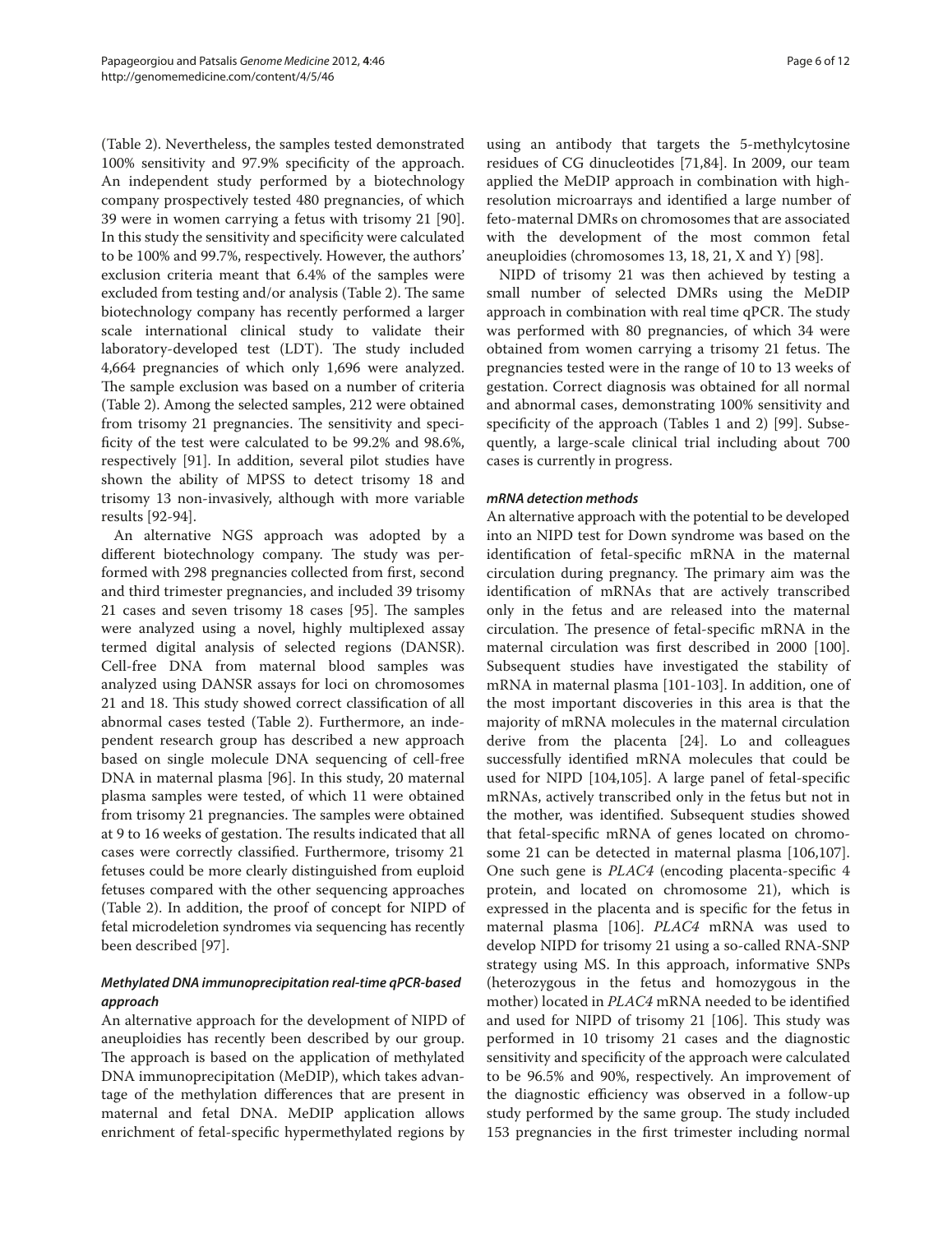(Table 2). Nevertheless, the samples tested demonstrated 100% sensitivity and 97.9% specificity of the approach. An independent study performed by a biotechnology company prospectively tested 480 pregnancies, of which 39 were in women carrying a fetus with trisomy 21 [90]. In this study the sensitivity and specificity were calculated to be 100% and 99.7%, respectively. However, the authors' exclusion criteria meant that 6.4% of the samples were excluded from testing and/or analysis (Table 2). The same biotechnology company has recently performed a larger scale international clinical study to validate their laboratory-developed test (LDT). The study included 4,664 pregnancies of which only 1,696 were analyzed. The sample exclusion was based on a number of criteria (Table 2). Among the selected samples, 212 were obtained from trisomy 21 pregnancies. The sensitivity and specificity of the test were calculated to be 99.2% and 98.6%, respectively [91]. In addition, several pilot studies have shown the ability of MPSS to detect trisomy 18 and trisomy 13 non-invasively, although with more variable results [92-94].

An alternative NGS approach was adopted by a different biotechnology company. The study was performed with 298 pregnancies collected from first, second and third trimester pregnancies, and included 39 trisomy 21 cases and seven trisomy 18 cases [95]. The samples were analyzed using a novel, highly multiplexed assay termed digital analysis of selected regions (DANSR). Cell-free DNA from maternal blood samples was analyzed using DANSR assays for loci on chromosomes 21 and 18. This study showed correct classification of all abnormal cases tested (Table 2). Furthermore, an independent research group has described a new approach based on single molecule DNA sequencing of cell-free DNA in maternal plasma [96]. In this study, 20 maternal plasma samples were tested, of which 11 were obtained from trisomy 21 pregnancies. The samples were obtained at 9 to 16 weeks of gestation. The results indicated that all cases were correctly classified. Furthermore, trisomy 21 fetuses could be more clearly distinguished from euploid fetuses compared with the other sequencing approaches (Table 2). In addition, the proof of concept for NIPD of fetal microdeletion syndromes via sequencing has recently been described [97].

#### *Methylated DNA immunoprecipitation real-time qPCR-based approach*

An alternative approach for the development of NIPD of aneuploidies has recently been described by our group. The approach is based on the application of methylated DNA immunoprecipitation (MeDIP), which takes advantage of the methylation differences that are present in maternal and fetal DNA. MeDIP application allows enrichment of fetal-specific hypermethylated regions by using an antibody that targets the 5-methylcytosine residues of CG dinucleotides [71,84]. In 2009, our team applied the MeDIP approach in combination with high-resolution microarrays and identified a large number of feto-maternal DMRs on chromosomes that are associated with the development of the most common fetal aneuploidies (chromosomes 13, 18, 21, X and Y) [98].

NIPD of trisomy 21 was then achieved by testing a small number of selected DMRs using the MeDIP approach in combination with real time qPCR. The study was performed with 80 pregnancies, of which 34 were obtained from women carrying a trisomy 21 fetus. The pregnancies tested were in the range of 10 to 13 weeks of gestation. Correct diagnosis was obtained for all normal and abnormal cases, demonstrating 100% sensitivity and specificity of the approach (Tables 1 and 2) [99]. Subsequently, a large-scale clinical trial including about 700 cases is currently in progress.

#### *mRNA detection methods*

An alternative approach with the potential to be developed into an NIPD test for Down syndrome was based on the identification of fetal-specific mRNA in the maternal circulation during pregnancy. The primary aim was the identification of mRNAs that are actively transcribed only in the fetus and are released into the maternal circulation. The presence of fetal-specific mRNA in the maternal circulation was first described in 2000 [100]. Subsequent studies have investigated the stability of mRNA in maternal plasma [101-103]. In addition, one of the most important discoveries in this area is that the majority of mRNA molecules in the maternal circulation derive from the placenta [24]. Lo and colleagues successfully identified mRNA molecules that could be used for NIPD [104,105]. A large panel of fetal-specific mRNAs, actively transcribed only in the fetus but not in the mother, was identified. Subsequent studies showed that fetal-specific mRNA of genes located on chromosome 21 can be detected in maternal plasma [106,107]. One such gene is *PLAC4* (encoding placenta-specific 4 protein, and located on chromosome 21), which is expressed in the placenta and is specific for the fetus in maternal plasma [106]. *PLAC4* mRNA was used to develop NIPD for trisomy 21 using a so-called RNA-SNP strategy using MS. In this approach, informative SNPs (heterozygous in the fetus and homozygous in the mother) located in *PLAC4* mRNA needed to be identified and used for NIPD of trisomy 21 [106]. This study was performed in 10 trisomy 21 cases and the diagnostic sensitivity and specificity of the approach were calculated to be 96.5% and 90%, respectively. An improvement of the diagnostic efficiency was observed in a follow-up study performed by the same group. The study included 153 pregnancies in the first trimester including normal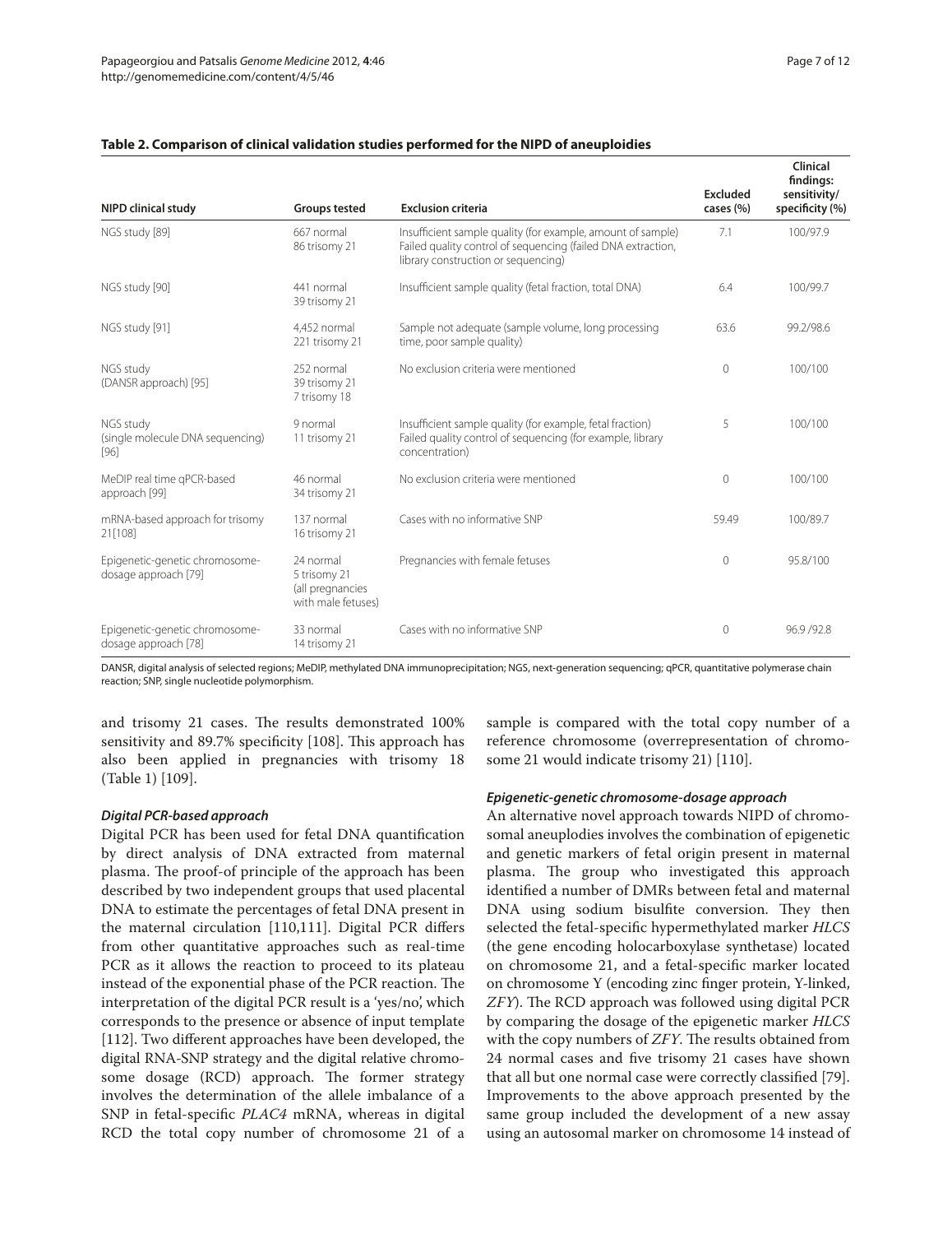**Table 2. Comparison of clinical validation studies performed for the NIPD of aneuploidies**

| NIPD clinical study | Groups tested | Exclusion criteria | Excluded cases (%) | Clinical findings: sensitivity/ specificity (%) |
|---|---|---|---|---|
| NGS study [89] | 667 normal<br>86 trisomy 21 | Insufficient sample quality (for example, amount of sample)<br>Failed quality control of sequencing (failed DNA extraction, library construction or sequencing) | 7.1 | 100/97.9 |
| NGS study [90] | 441 normal<br>39 trisomy 21 | Insufficient sample quality (fetal fraction, total DNA) | 6.4 | 100/99.7 |
| NGS study [91] | 4,452 normal<br>221 trisomy 21 | Sample not adequate (sample volume, long processing time, poor sample quality) | 63.6 | 99.2/98.6 |
| NGS study (DANSR approach) [95] | 252 normal<br>39 trisomy 21<br>7 trisomy 18 | No exclusion criteria were mentioned | 0 | 100/100 |
| NGS study (single molecule DNA sequencing) [96] | 9 normal<br>11 trisomy 21 | Insufficient sample quality (for example, fetal fraction)<br>Failed quality control of sequencing (for example, library concentration) | 5 | 100/100 |
| MeDIP real time qPCR-based approach [99] | 46 normal<br>34 trisomy 21 | No exclusion criteria were mentioned | 0 | 100/100 |
| mRNA-based approach for trisomy 21[108] | 137 normal<br>16 trisomy 21 | Cases with no informative SNP | 59.49 | 100/89.7 |
| Epigenetic-genetic chromosome-dosage approach [79] | 24 normal<br>5 trisomy 21<br>(all pregnancies with male fetuses) | Pregnancies with female fetuses | 0 | 95.8/100 |
| Epigenetic-genetic chromosome-dosage approach [78] | 33 normal<br>14 trisomy 21 | Cases with no informative SNP | 0 | 96.9 /92.8 |

DANSR, digital analysis of selected regions; MeDIP, methylated DNA immunoprecipitation; NGS, next-generation sequencing; qPCR, quantitative polymerase chain reaction; SNP, single nucleotide polymorphism.

and trisomy 21 cases. The results demonstrated 100% sensitivity and 89.7% specificity [108]. This approach has also been applied in pregnancies with trisomy 18 (Table 1) [109].

#### *Digital PCR-based approach*

Digital PCR has been used for fetal DNA quantification by direct analysis of DNA extracted from maternal plasma. The proof-of principle of the approach has been described by two independent groups that used placental DNA to estimate the percentages of fetal DNA present in the maternal circulation [110,111]. Digital PCR differs from other quantitative approaches such as real-time PCR as it allows the reaction to proceed to its plateau instead of the exponential phase of the PCR reaction. The interpretation of the digital PCR result is a 'yes/no', which corresponds to the presence or absence of input template [112]. Two different approaches have been developed, the digital RNA-SNP strategy and the digital relative chromosome dosage (RCD) approach. The former strategy involves the determination of the allele imbalance of a SNP in fetal-specific *PLAC4* mRNA, whereas in digital RCD the total copy number of chromosome 21 of a sample is compared with the total copy number of a reference chromosome (overrepresentation of chromosome 21 would indicate trisomy 21) [110].

#### *Epigenetic-genetic chromosome-dosage approach*

An alternative novel approach towards NIPD of chromosomal aneuplodies involves the combination of epigenetic and genetic markers of fetal origin present in maternal plasma. The group who investigated this approach identified a number of DMRs between fetal and maternal DNA using sodium bisulfite conversion. They then selected the fetal-specific hypermethylated marker *HLCS* (the gene encoding holocarboxylase synthetase) located on chromosome 21, and a fetal-specific marker located on chromosome Y (encoding zinc finger protein, Y-linked, *ZFY*). The RCD approach was followed using digital PCR by comparing the dosage of the epigenetic marker *HLCS* with the copy numbers of *ZFY*. The results obtained from 24 normal cases and five trisomy 21 cases have shown that all but one normal case were correctly classified [79]. Improvements to the above approach presented by the same group included the development of a new assay using an autosomal marker on chromosome 14 instead of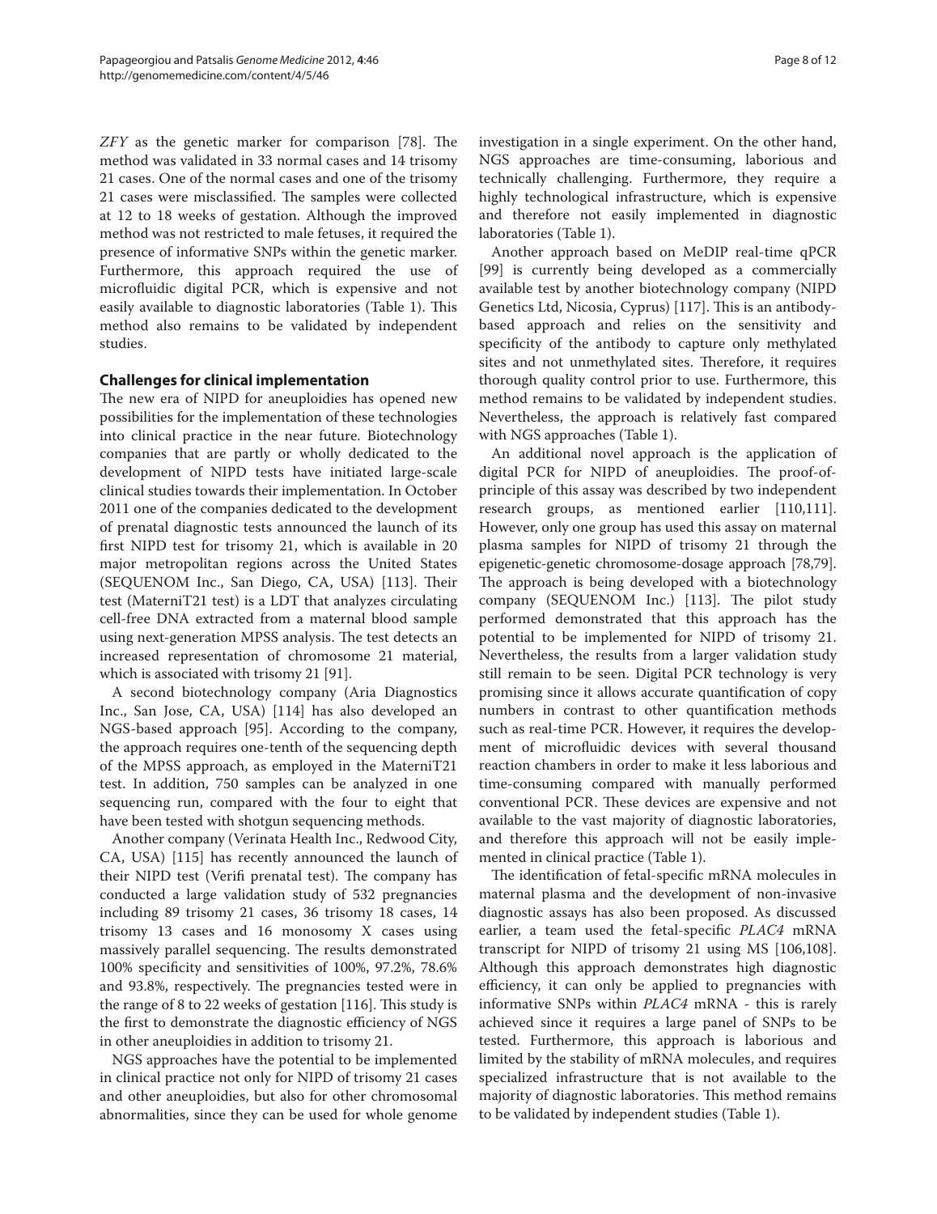*ZFY* as the genetic marker for comparison [78]. The method was validated in 33 normal cases and 14 trisomy 21 cases. One of the normal cases and one of the trisomy 21 cases were misclassified. The samples were collected at 12 to 18 weeks of gestation. Although the improved method was not restricted to male fetuses, it required the presence of informative SNPs within the genetic marker. Furthermore, this approach required the use of microfluidic digital PCR, which is expensive and not easily available to diagnostic laboratories (Table 1). This method also remains to be validated by independent studies.

## Challenges for clinical implementation

The new era of NIPD for aneuploidies has opened new possibilities for the implementation of these technologies into clinical practice in the near future. Biotechnology companies that are partly or wholly dedicated to the development of NIPD tests have initiated large-scale clinical studies towards their implementation. In October 2011 one of the companies dedicated to the development of prenatal diagnostic tests announced the launch of its first NIPD test for trisomy 21, which is available in 20 major metropolitan regions across the United States (SEQUENOM Inc., San Diego, CA, USA) [113]. Their test (MaterniT21 test) is a LDT that analyzes circulating cell-free DNA extracted from a maternal blood sample using next-generation MPSS analysis. The test detects an increased representation of chromosome 21 material, which is associated with trisomy 21 [91].

A second biotechnology company (Aria Diagnostics Inc., San Jose, CA, USA) [114] has also developed an NGS-based approach [95]. According to the company, the approach requires one-tenth of the sequencing depth of the MPSS approach, as employed in the MaterniT21 test. In addition, 750 samples can be analyzed in one sequencing run, compared with the four to eight that have been tested with shotgun sequencing methods.

Another company (Verinata Health Inc., Redwood City, CA, USA) [115] has recently announced the launch of their NIPD test (Verifi prenatal test). The company has conducted a large validation study of 532 pregnancies including 89 trisomy 21 cases, 36 trisomy 18 cases, 14 trisomy 13 cases and 16 monosomy X cases using massively parallel sequencing. The results demonstrated 100% specificity and sensitivities of 100%, 97.2%, 78.6% and 93.8%, respectively. The pregnancies tested were in the range of 8 to 22 weeks of gestation [116]. This study is the first to demonstrate the diagnostic efficiency of NGS in other aneuploidies in addition to trisomy 21.

NGS approaches have the potential to be implemented in clinical practice not only for NIPD of trisomy 21 cases and other aneuploidies, but also for other chromosomal abnormalities, since they can be used for whole genome investigation in a single experiment. On the other hand, NGS approaches are time-consuming, laborious and technically challenging. Furthermore, they require a highly technological infrastructure, which is expensive and therefore not easily implemented in diagnostic laboratories (Table 1).

Another approach based on MeDIP real-time qPCR [99] is currently being developed as a commercially available test by another biotechnology company (NIPD Genetics Ltd, Nicosia, Cyprus) [117]. This is an antibody-based approach and relies on the sensitivity and specificity of the antibody to capture only methylated sites and not unmethylated sites. Therefore, it requires thorough quality control prior to use. Furthermore, this method remains to be validated by independent studies. Nevertheless, the approach is relatively fast compared with NGS approaches (Table 1).

An additional novel approach is the application of digital PCR for NIPD of aneuploidies. The proof-of-principle of this assay was described by two independent research groups, as mentioned earlier [110,111]. However, only one group has used this assay on maternal plasma samples for NIPD of trisomy 21 through the epigenetic-genetic chromosome-dosage approach [78,79]. The approach is being developed with a biotechnology company (SEQUENOM Inc.) [113]. The pilot study performed demonstrated that this approach has the potential to be implemented for NIPD of trisomy 21. Nevertheless, the results from a larger validation study still remain to be seen. Digital PCR technology is very promising since it allows accurate quantification of copy numbers in contrast to other quantification methods such as real-time PCR. However, it requires the development of microfluidic devices with several thousand reaction chambers in order to make it less laborious and time-consuming compared with manually performed conventional PCR. These devices are expensive and not available to the vast majority of diagnostic laboratories, and therefore this approach will not be easily implemented in clinical practice (Table 1).

The identification of fetal-specific mRNA molecules in maternal plasma and the development of non-invasive diagnostic assays has also been proposed. As discussed earlier, a team used the fetal-specific *PLAC4* mRNA transcript for NIPD of trisomy 21 using MS [106,108]. Although this approach demonstrates high diagnostic efficiency, it can only be applied to pregnancies with informative SNPs within *PLAC4* mRNA - this is rarely achieved since it requires a large panel of SNPs to be tested. Furthermore, this approach is laborious and limited by the stability of mRNA molecules, and requires specialized infrastructure that is not available to the majority of diagnostic laboratories. This method remains to be validated by independent studies (Table 1).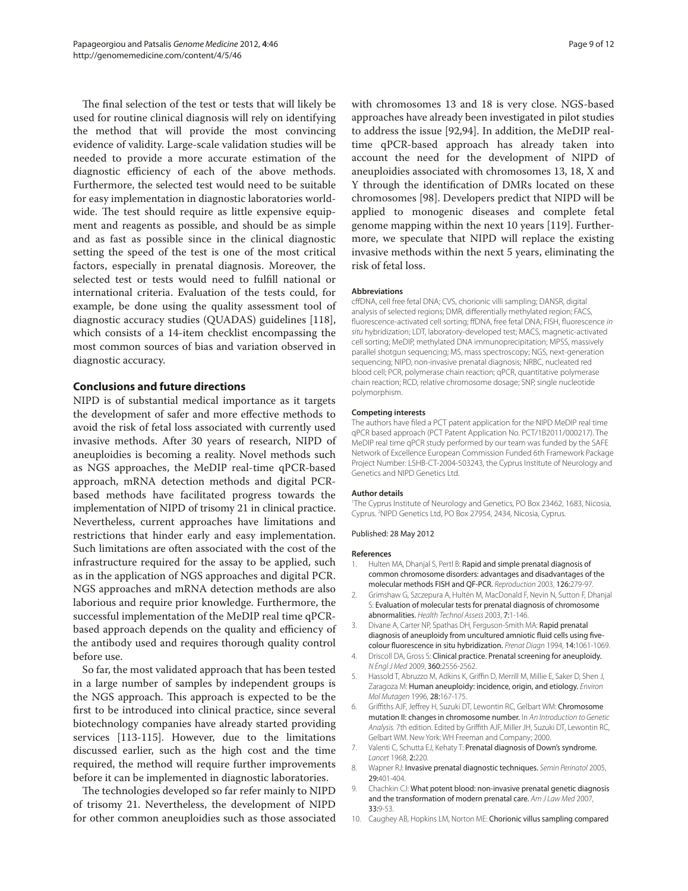The final selection of the test or tests that will likely be used for routine clinical diagnosis will rely on identifying the method that will provide the most convincing evidence of validity. Large-scale validation studies will be needed to provide a more accurate estimation of the diagnostic efficiency of each of the above methods. Furthermore, the selected test would need to be suitable for easy implementation in diagnostic laboratories worldwide. The test should require as little expensive equipment and reagents as possible, and should be as simple and as fast as possible since in the clinical diagnostic setting the speed of the test is one of the most critical factors, especially in prenatal diagnosis. Moreover, the selected test or tests would need to fulfill national or international criteria. Evaluation of the tests could, for example, be done using the quality assessment tool of diagnostic accuracy studies (QUADAS) guidelines [118], which consists of a 14-item checklist encompassing the most common sources of bias and variation observed in diagnostic accuracy.

## Conclusions and future directions

NIPD is of substantial medical importance as it targets the development of safer and more effective methods to avoid the risk of fetal loss associated with currently used invasive methods. After 30 years of research, NIPD of aneuploidies is becoming a reality. Novel methods such as NGS approaches, the MeDIP real-time qPCR-based approach, mRNA detection methods and digital PCR-based methods have facilitated progress towards the implementation of NIPD of trisomy 21 in clinical practice. Nevertheless, current approaches have limitations and restrictions that hinder early and easy implementation. Such limitations are often associated with the cost of the infrastructure required for the assay to be applied, such as in the application of NGS approaches and digital PCR. NGS approaches and mRNA detection methods are also laborious and require prior knowledge. Furthermore, the successful implementation of the MeDIP real time qPCR-based approach depends on the quality and efficiency of the antibody used and requires thorough quality control before use.

So far, the most validated approach that has been tested in a large number of samples by independent groups is the NGS approach. This approach is expected to be the first to be introduced into clinical practice, since several biotechnology companies have already started providing services [113-115]. However, due to the limitations discussed earlier, such as the high cost and the time required, the method will require further improvements before it can be implemented in diagnostic laboratories.

The technologies developed so far refer mainly to NIPD of trisomy 21. Nevertheless, the development of NIPD for other common aneuploidies such as those associated with chromosomes 13 and 18 is very close. NGS-based approaches have already been investigated in pilot studies to address the issue [92,94]. In addition, the MeDIP real-time qPCR-based approach has already taken into account the need for the development of NIPD of aneuploidies associated with chromosomes 13, 18, X and Y through the identification of DMRs located on these chromosomes [98]. Developers predict that NIPD will be applied to monogenic diseases and complete fetal genome mapping within the next 10 years [119]. Furthermore, we speculate that NIPD will replace the existing invasive methods within the next 5 years, eliminating the risk of fetal loss.

#### Abbreviations

cffDNA, cell free fetal DNA; CVS, chorionic villi sampling; DANSR, digital analysis of selected regions; DMR, differentially methylated region; FACS, fluorescence-activated cell sorting; ffDNA, free fetal DNA; FISH, fluorescence *in situ* hybridization; LDT, laboratory-developed test; MACS, magnetic-activated cell sorting; MeDIP, methylated DNA immunoprecipitation; MPSS, massively parallel shotgun sequencing; MS, mass spectroscopy; NGS, next-generation sequencing; NIPD, non-invasive prenatal diagnosis; NRBC, nucleated red blood cell; PCR, polymerase chain reaction; qPCR, quantitative polymerase chain reaction; RCD, relative chromosome dosage; SNP, single nucleotide polymorphism.

#### Competing interests

The authors have filed a PCT patent application for the NIPD MeDIP real time qPCR based approach (PCT Patent Application No. PCT/1B2011/000217). The MeDIP real time qPCR study performed by our team was funded by the SAFE Network of Excellence European Commission Funded 6th Framework Package Project Number: LSHB-CT-2004-503243, the Cyprus Institute of Neurology and Genetics and NIPD Genetics Ltd.

#### Author details

[1]The Cyprus Institute of Neurology and Genetics, PO Box 23462, 1683, Nicosia, Cyprus. [2]NIPD Genetics Ltd, PO Box 27954, 2434, Nicosia, Cyprus.

Published: 28 May 2012

#### References

1. Hulten MA, Dhanjal S, Pertl B: **Rapid and simple prenatal diagnosis of common chromosome disorders: advantages and disadvantages of the molecular methods FISH and QF-PCR.** *Reproduction* 2003, **126:**279-97.
2. Grimshaw G, Szczepura A, Hultén M, MacDonald F, Nevin N, Sutton F, Dhanjal S: **Evaluation of molecular tests for prenatal diagnosis of chromosome abnormalities.** *Health Technol Assess* 2003, **7:**1-146.
3. Divane A, Carter NP, Spathas DH, Ferguson-Smith MA: **Rapid prenatal diagnosis of aneuploidy from uncultured amniotic fluid cells using five-colour fluorescence in situ hybridization.** *Prenat Diagn* 1994, **14:**1061-1069.
4. Driscoll DA, Gross S: **Clinical practice. Prenatal screening for aneuploidy.** *N Engl J Med* 2009, **360:**2556-2562.
5. Hassold T, Abruzzo M, Adkins K, Griffin D, Merrill M, Millie E, Saker D, Shen J, Zaragoza M: **Human aneuploidy: incidence, origin, and etiology.** *Environ Mol Mutagen* 1996, **28:**167-175.
6. Griffiths AJF, Jeffrey H, Suzuki DT, Lewontin RC, Gelbart WM: **Chromosome mutation II: changes in chromosome number.** In *An Introduction to Genetic Analysis.* 7th edition. Edited by Griffith AJF, Miller JH, Suzuki DT, Lewontin RC, Gelbart WM. New York: WH Freeman and Company; 2000.
7. Valenti C, Schutta EJ, Kehaty T: **Prenatal diagnosis of Down's syndrome.** *Lancet* 1968, **2:**220.
8. Wapner RJ: **Invasive prenatal diagnostic techniques.** *Semin Perinatol* 2005, **29:**401-404.
9. Chachkin CJ: **What potent blood: non-invasive prenatal genetic diagnosis and the transformation of modern prenatal care.** *Am J Law Med* 2007, **33:**9-53.
10. Caughey AB, Hopkins LM, Norton ME: **Chorionic villus sampling compared**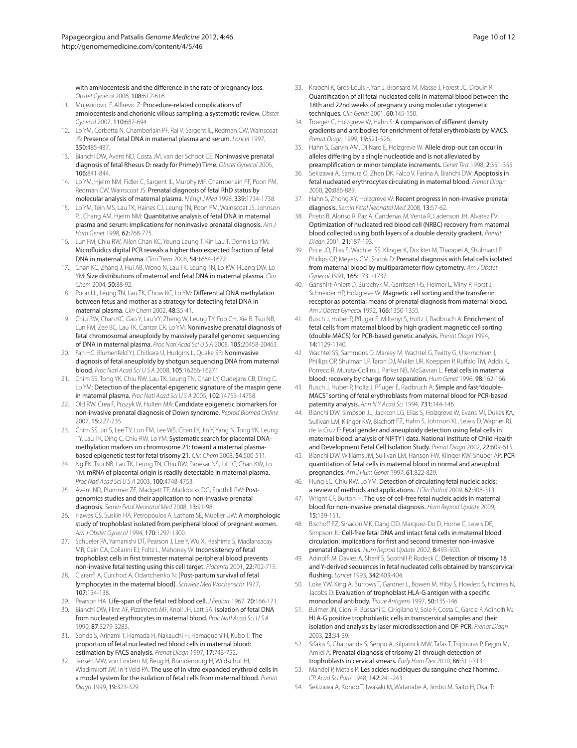with amniocentesis and the difference in the rate of pregnancy loss. *Obstet Gynecol* 2006, **108:**612-616.

11. Mujezinovic F, Alfirevic Z: Procedure-related complications of amniocentesis and chorionic villous sampling: a systematic review. *Obstet Gynecol* 2007, **110:**687-694.
12. Lo YM, Corbetta N, Chamberlain PF, Rai V, Sargent IL, Redman CW, Wainscoat JS: Presence of fetal DNA in maternal plasma and serum. *Lancet* 1997, **350:**485-487.
13. Bianchi DW, Avent ND, Costa JM, van der Schoot CE: Noninvasive prenatal diagnosis of fetal Rhesus D: ready for Prime(r) Time. *Obstet Gynecol* 2005, **106:**841-844.
14. Lo YM, Hjelm NM, Fidler C, Sargent IL, Murphy MF, Chamberlain PF, Poon PM, Redman CW, Wainscoat JS: Prenatal diagnosis of fetal RhD status by molecular analysis of maternal plasma. *N Engl J Med* 1998, **339:**1734-1738.
15. Lo YM, Tein MS, Lau TK, Haines CJ, Leung TN, Poon PM, Wainscoat JS, Johnson PJ, Chang AM, Hjelm NM: Quantitative analysis of fetal DNA in maternal plasma and serum: implications for noninvasive prenatal diagnosis. *Am J Hum Genet* 1998, **62:**768-775.
16. Lun FM, Chiu RW, Allen Chan KC, Yeung Leung T, Kin Lau T, Dennis Lo YM: Microfluidics digital PCR reveals a higher than expected fraction of fetal DNA in maternal plasma. *Clin Chem* 2008, **54:**1664-1672.
17. Chan KC, Zhang J, Hui AB, Wong N, Lau TK, Leung TN, Lo KW, Huang DW, Lo YM: Size distributions of maternal and fetal DNA in maternal plasma. *Clin Chem* 2004, **50:**88-92.
18. Poon LL, Leung TN, Lau TK, Chow KC, Lo YM: Differential DNA methylation between fetus and mother as a strategy for detecting fetal DNA in maternal plasma. *Clin Chem* 2002, **48:**35-41.
19. Chiu RW, Chan KC, Gao Y, Lau VY, Zheng W, Leung TY, Foo CH, Xie B, Tsui NB, Lun FM, Zee BC, Lau TK, Cantor CR, Lo YM: Noninvasive prenatal diagnosis of fetal chromosomal aneuploidy by massively parallel genomic sequencing of DNA in maternal plasma. *Proc Natl Acad Sci U S A* 2008, **105:**20458-20463.
20. Fan HC, Blumenfeld YJ, Chitkara U, Hudgins L, Quake SR: Noninvasive diagnosis of fetal aneuploidy by shotgun sequencing DNA from maternal blood. *Proc Natl Acad Sci U S A* 2008, **105:**16266-16271.
21. Chim SS, Tong YK, Chiu RW, Lau TK, Leung TN, Chan LY, Oudejans CB, Ding C, Lo YM: Detection of the placental epigenetic signature of the maspin gene in maternal plasma. *Proc Natl Acad Sci U S A* 2005, **102:**14753-14758.
22. Old RW, Crea F, Puszyk W, Hulten MA: Candidate epigenetic biomarkers for non-invasive prenatal diagnosis of Down syndrome. *Reprod Biomed Online* 2007, **15:**227-235.
23. Chim SS, Jin S, Lee TY, Lun FM, Lee WS, Chan LY, Jin Y, Yang N, Tong YK, Leung TY, Lau TK, Ding C, Chiu RW, Lo YM: Systematic search for placental DNA-methylation markers on chromosome 21: toward a maternal plasma-based epigenetic test for fetal trisomy 21. *Clin Chem* 2008, **54:**500-511.
24. Ng EK, Tsui NB, Lau TK, Leung TN, Chiu RW, Panesar NS, Lit LC, Chan KW, Lo YM: mRNA of placental origin is readily detectable in maternal plasma. *Proc Natl Acad Sci U S A* 2003, **100:**4748-4753.
25. Avent ND, Plummer ZE, Madgett TE, Maddocks DG, Soothill PW: Post-genomics studies and their application to non-invasive prenatal diagnosis. *Semin Fetal Neonatal Med* 2008, **13:**91-98.
26. Hawes CS, Suskin HA, Petropoulos A, Latham SE, Mueller UW: A morphologic study of trophoblast isolated from peripheral blood of pregnant women. *Am J Obstet Gynecol* 1994, **170:**1297-1300.
27. Schueler PA, Yamanishi DT, Pearson J, Lee Y, Wu X, Hashima S, Madlansacay MR, Cain CA, Collarini EJ, Foltz L, Mahoney W: Inconsistency of fetal trophoblast cells in first trimester maternal peripheral blood prevents non-invasive fetal testing using this cell target. *Placenta* 2001, **22:**702-715.
28. Ciaranfi A, Curchod A, Odartchenko N: [Post-partum survival of fetal lymphocytes in the maternal blood]. *Schweiz Med Wochenschr* 1977, **107:**134-138.
29. Pearson HA: Life-span of the fetal red blood cell. *J Pediatr* 1967, **70:**166-171.
30. Bianchi DW, Flint AF, Pizzimenti MF, Knoll JH, Latt SA: Isolation of fetal DNA from nucleated erythrocytes in maternal blood. *Proc Natl Acad Sci U S A* 1990, **87:**3279-3283.
31. Sohda S, Arinami T, Hamada H, Nakauchi H, Hamaguchi H, Kubo T: The proportion of fetal nucleated red blood cells in maternal blood: estimation by FACS analysis. *Prenat Diagn* 1997, **17:**743-752.
32. Jansen MW, von Lindern M, Beug H, Brandenburg H, Wildschut HI, Wladimiroff JW, In 't Veld PA: The use of in vitro expanded erythroid cells in a model system for the isolation of fetal cells from maternal blood. *Prenat Diagn* 1999, **19:**323-329.
33. Krabchi K, Gros-Louis F, Yan J, Bronsard M, Masse J, Forest JC, Drouin R: Quantification of all fetal nucleated cells in maternal blood between the 18th and 22nd weeks of pregnancy using molecular cytogenetic techniques. *Clin Genet* 2001, **60:**145-150.
34. Troeger C, Holzgreve W, Hahn S: A comparison of different density gradients and antibodies for enrichment of fetal erythroblasts by MACS. *Prenat Diagn* 1999, **19:**521-526.
35. Hahn S, Garvin AM, Di Naro E, Holzgreve W: Allele drop-out can occur in alleles differing by a single nucleotide and is not alleviated by preamplification or minor template increments. *Genet Test* 1998, **2:**351-355.
36. Sekizawa A, Samura O, Zhen DK, Falco V, Farina A, Bianchi DW: Apoptosis in fetal nucleated erythrocytes circulating in maternal blood. *Prenat Diagn* 2000, **20:**886-889.
37. Hahn S, Zhong XY, Holzgreve W: Recent progress in non-invasive prenatal diagnosis. *Semin Fetal Neonatal Med* 2008, **13:**57-62.
38. Prieto B, Alonso R, Paz A, Candenas M, Venta R, Ladenson JH, Alvarez FV: Optimization of nucleated red blood cell (NRBC) recovery from maternal blood collected using both layers of a double density gradient. *Prenat Diagn* 2001, **21:**187-193.
39. Price JO, Elias S, Wachtel SS, Klinger K, Dockter M, Tharapel A, Shulman LP, Phillips OP, Meyers CM, Shook D: Prenatal diagnosis with fetal cells isolated from maternal blood by multiparameter flow cytometry. *Am J Obstet Gynecol* 1991, **165:**1731-1737.
40. Ganshirt-Ahlert D, Burschyk M, Garritsen HS, Helmer L, Miny P, Horst J, Schneider HP, Holzgreve W: Magnetic cell sorting and the transferrin receptor as potential means of prenatal diagnosis from maternal blood. *Am J Obstet Gynecol* 1992, **166:**1350-1355.
41. Busch J, Huber P, Pfluger E, Miltenyi S, Holtz J, Radbruch A: Enrichment of fetal cells from maternal blood by high gradient magnetic cell sorting (double MACS) for PCR-based genetic analysis. *Prenat Diagn* 1994, **14:**1129-1140.
42. Wachtel SS, Sammons D, Manley M, Wachtel G, Twitty G, Utermohlen J, Phillips OP, Shulman LP, Taron DJ, Muller UR, Koeppen P, Ruffalo TM, Addis K, Porreco R, Murata-Collins J, Parker NB, McGavran L: Fetal cells in maternal blood: recovery by charge flow separation. *Hum Genet* 1996, **98:**162-166.
43. Busch J, Huber P, Holtz J, Pfluger E, Radbruch A: Simple and fast "double-MACS" sorting of fetal erythroblasts from maternal blood for PCR-based paternity analysis. *Ann N Y Acad Sci* 1994, **731:**144-146.
44. Bianchi DW, Simpson JL, Jackson LG, Elias S, Holzgreve W, Evans MI, Dukes KA, Sullivan LM, Klinger KW, Bischoff FZ, Hahn S, Johnson KL, Lewis D, Wapner RJ, de la Cruz F: Fetal gender and aneuploidy detection using fetal cells in maternal blood: analysis of NIFTY I data. National Institute of Child Health and Development Fetal Cell Isolation Study. *Prenat Diagn* 2002, **22:**609-615.
45. Bianchi DW, Williams JM, Sullivan LM, Hanson FW, Klinger KW, Shuber AP: PCR quantitation of fetal cells in maternal blood in normal and aneuploid pregnancies. *Am J Hum Genet* 1997, **61:**822-829.
46. Hung EC, Chiu RW, Lo YM: Detection of circulating fetal nucleic acids: a review of methods and applications. *J Clin Pathol* 2009, **62:**308-313.
47. Wright CF, Burton H: The use of cell-free fetal nucleic acids in maternal blood for non-invasive prenatal diagnosis. *Hum Reprod Update* 2009, **15:**139-151.
48. Bischoff FZ, Sinacori MK, Dang DD, Marquez-Do D, Horne C, Lewis DE, Simpson JL: Cell-free fetal DNA and intact fetal cells in maternal blood circulation: implications for first and second trimester non-invasive prenatal diagnosis. *Hum Reprod Update* 2002, **8:**493-500.
49. Adinolfi M, Davies A, Sharif S, Soothill P, Rodeck C: Detection of trisomy 18 and Y-derived sequences in fetal nucleated cells obtained by transcervical flushing. *Lancet* 1993, **342:**403-404.
50. Loke YW, King A, Burrows T, Gardner L, Bowen M, Hiby S, Howlett S, Holmes N, Jacobs D: Evaluation of trophoblast HLA-G antigen with a specific monoclonal antibody. *Tissue Antigens* 1997, **50:**135-146.
51. Bulmer JN, Cioni R, Bussani C, Cirigliano V, Sole F, Costa C, Garcia P, Adinolfi M: HLA-G positive trophoblastic cells in transcervical samples and their isolation and analysis by laser microdissection and QF-PCR. *Prenat Diagn* 2003, **23:**34-39.
52. Sifakis S, Ghatpande S, Seppo A, Kilpatrick MW, Tafas T, Tsipouras P, Fejgin M, Amiel A: Prenatal diagnosis of trisomy 21 through detection of trophoblasts in cervical smears. *Early Hum Dev* 2010, **86:**311-313.
53. Mandel P, Métals P: Les acides nucléiques du sanguine chez l'homme. *CR Acad Sci Paris* 1948, **142:**241-243.
54. Sekizawa A, Kondo T, Iwasaki M, Watanabe A, Jimbo M, Saito H, Okai T: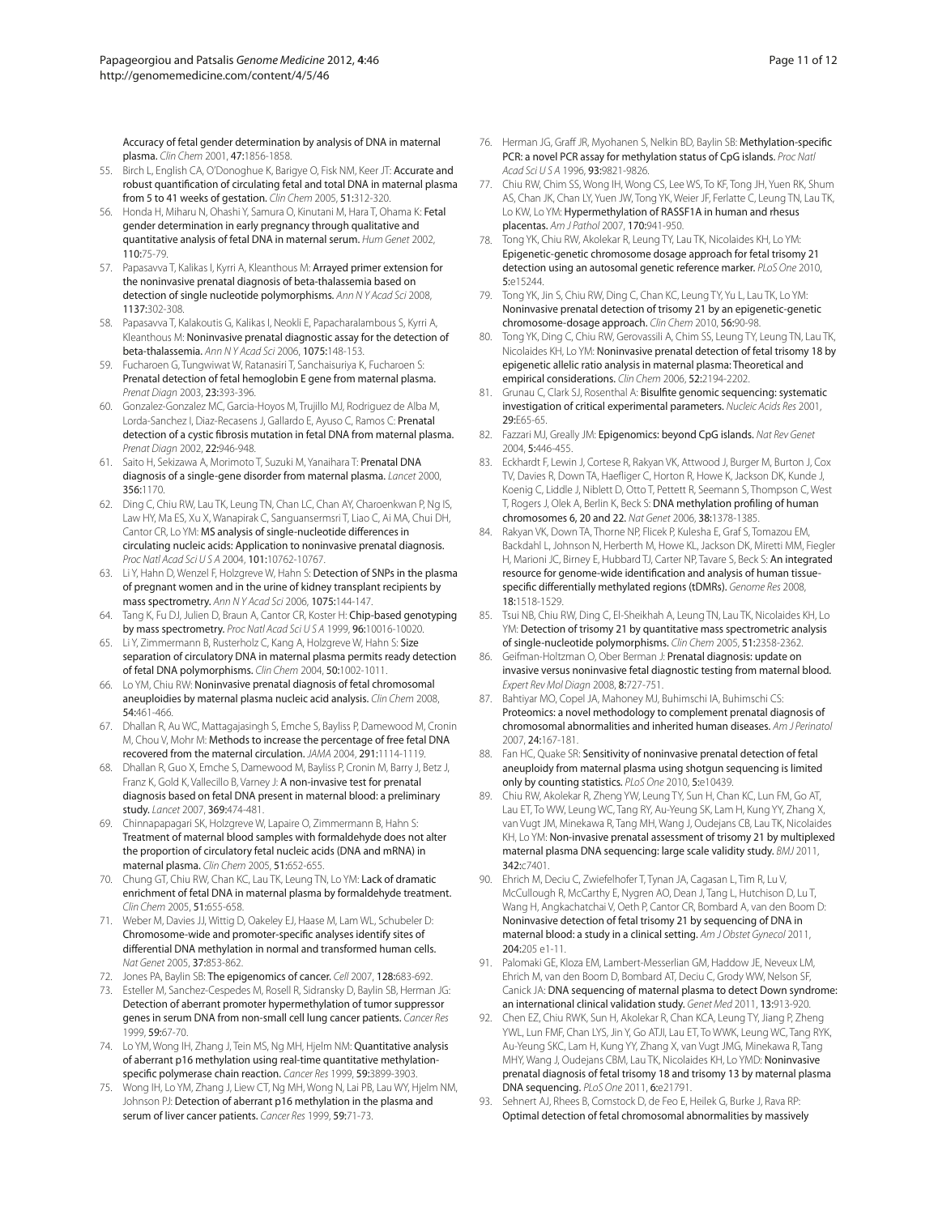Accuracy of fetal gender determination by analysis of DNA in maternal plasma. *Clin Chem* 2001, **47**:1856-1858.

55. Birch L, English CA, O'Donoghue K, Barigye O, Fisk NM, Keer JT: **Accurate and robust quantification of circulating fetal and total DNA in maternal plasma from 5 to 41 weeks of gestation.** *Clin Chem* 2005, **51**:312-320.
56. Honda H, Miharu N, Ohashi Y, Samura O, Kinutani M, Hara T, Ohama K: **Fetal gender determination in early pregnancy through qualitative and quantitative analysis of fetal DNA in maternal serum.** *Hum Genet* 2002, **110**:75-79.
57. Papasavva T, Kalikas I, Kyrri A, Kleanthous M: **Arrayed primer extension for the noninvasive prenatal diagnosis of beta-thalassemia based on detection of single nucleotide polymorphisms.** *Ann N Y Acad Sci* 2008, **1137**:302-308.
58. Papasavva T, Kalakoutis G, Kalikas I, Neokli E, Papacharalambous S, Kyrri A, Kleanthous M: **Noninvasive prenatal diagnostic assay for the detection of beta-thalassemia.** *Ann N Y Acad Sci* 2006, **1075**:148-153.
59. Fucharoen G, Tungwiwat W, Ratanasiri T, Sanchaisuriya K, Fucharoen S: **Prenatal detection of fetal hemoglobin E gene from maternal plasma.** *Prenat Diagn* 2003, **23**:393-396.
60. Gonzalez-Gonzalez MC, Garcia-Hoyos M, Trujillo MJ, Rodriguez de Alba M, Lorda-Sanchez I, Diaz-Recasens J, Gallardo E, Ayuso C, Ramos C: **Prenatal detection of a cystic fibrosis mutation in fetal DNA from maternal plasma.** *Prenat Diagn* 2002, **22**:946-948.
61. Saito H, Sekizawa A, Morimoto T, Suzuki M, Yanaihara T: **Prenatal DNA diagnosis of a single-gene disorder from maternal plasma.** *Lancet* 2000, **356**:1170.
62. Ding C, Chiu RW, Lau TK, Leung TN, Chan LC, Chan AY, Charoenkwan P, Ng IS, Law HY, Ma ES, Xu X, Wanapirak C, Sanguansermsri T, Liao C, Ai MA, Chui DH, Cantor CR, Lo YM: **MS analysis of single-nucleotide differences in circulating nucleic acids: Application to noninvasive prenatal diagnosis.** *Proc Natl Acad Sci U S A* 2004, **101**:10762-10767.
63. Li Y, Hahn D, Wenzel F, Holzgreve W, Hahn S: **Detection of SNPs in the plasma of pregnant women and in the urine of kidney transplant recipients by mass spectrometry.** *Ann N Y Acad Sci* 2006, **1075**:144-147.
64. Tang K, Fu DJ, Julien D, Braun A, Cantor CR, Koster H: **Chip-based genotyping by mass spectrometry.** *Proc Natl Acad Sci U S A* 1999, **96**:10016-10020.
65. Li Y, Zimmermann B, Rusterholz C, Kang A, Holzgreve W, Hahn S: **Size separation of circulatory DNA in maternal plasma permits ready detection of fetal DNA polymorphisms.** *Clin Chem* 2004, **50**:1002-1011.
66. Lo YM, Chiu RW: **Noninvasive prenatal diagnosis of fetal chromosomal aneuploidies by maternal plasma nucleic acid analysis.** *Clin Chem* 2008, **54**:461-466.
67. Dhallan R, Au WC, Mattagajasingh S, Emche S, Bayliss P, Damewood M, Cronin M, Chou V, Mohr M: **Methods to increase the percentage of free fetal DNA recovered from the maternal circulation.** *JAMA* 2004, **291**:1114-1119.
68. Dhallan R, Guo X, Emche S, Damewood M, Bayliss P, Cronin M, Barry J, Betz J, Franz K, Gold K, Vallecillo B, Varney J: **A non-invasive test for prenatal diagnosis based on fetal DNA present in maternal blood: a preliminary study.** *Lancet* 2007, **369**:474-481.
69. Chinnapapagari SK, Holzgreve W, Lapaire O, Zimmermann B, Hahn S: **Treatment of maternal blood samples with formaldehyde does not alter the proportion of circulatory fetal nucleic acids (DNA and mRNA) in maternal plasma.** *Clin Chem* 2005, **51**:652-655.
70. Chung GT, Chiu RW, Chan KC, Lau TK, Leung TN, Lo YM: **Lack of dramatic enrichment of fetal DNA in maternal plasma by formaldehyde treatment.** *Clin Chem* 2005, **51**:655-658.
71. Weber M, Davies JJ, Wittig D, Oakeley EJ, Haase M, Lam WL, Schubeler D: **Chromosome-wide and promoter-specific analyses identify sites of differential DNA methylation in normal and transformed human cells.** *Nat Genet* 2005, **37**:853-862.
72. Jones PA, Baylin SB: **The epigenomics of cancer.** *Cell* 2007, **128**:683-692.
73. Esteller M, Sanchez-Cespedes M, Rosell R, Sidransky D, Baylin SB, Herman JG: **Detection of aberrant promoter hypermethylation of tumor suppressor genes in serum DNA from non-small cell lung cancer patients.** *Cancer Res* 1999, **59**:67-70.
74. Lo YM, Wong IH, Zhang J, Tein MS, Ng MH, Hjelm NM: **Quantitative analysis of aberrant p16 methylation using real-time quantitative methylation-specific polymerase chain reaction.** *Cancer Res* 1999, **59**:3899-3903.
75. Wong IH, Lo YM, Zhang J, Liew CT, Ng MH, Wong N, Lai PB, Lau WY, Hjelm NM, Johnson PJ: **Detection of aberrant p16 methylation in the plasma and serum of liver cancer patients.** *Cancer Res* 1999, **59**:71-73.
76. Herman JG, Graff JR, Myohanen S, Nelkin BD, Baylin SB: **Methylation-specific PCR: a novel PCR assay for methylation status of CpG islands.** *Proc Natl Acad Sci U S A* 1996, **93**:9821-9826.
77. Chiu RW, Chim SS, Wong IH, Wong CS, Lee WS, To KF, Tong JH, Yuen RK, Shum AS, Chan JK, Chan LY, Yuen JW, Tong YK, Weier JF, Ferlatte C, Leung TN, Lau TK, Lo KW, Lo YM: **Hypermethylation of RASSF1A in human and rhesus placentas.** *Am J Pathol* 2007, **170**:941-950.
78. Tong YK, Chiu RW, Akolekar R, Leung TY, Lau TK, Nicolaides KH, Lo YM: **Epigenetic-genetic chromosome dosage approach for fetal trisomy 21 detection using an autosomal genetic reference marker.** *PLoS One* 2010, **5**:e15244.
79. Tong YK, Jin S, Chiu RW, Ding C, Chan KC, Leung TY, Yu L, Lau TK, Lo YM: **Noninvasive prenatal detection of trisomy 21 by an epigenetic-genetic chromosome-dosage approach.** *Clin Chem* 2010, **56**:90-98.
80. Tong YK, Ding C, Chiu RW, Gerovassili A, Chim SS, Leung TY, Leung TN, Lau TK, Nicolaides KH, Lo YM: **Noninvasive prenatal detection of fetal trisomy 18 by epigenetic allelic ratio analysis in maternal plasma: Theoretical and empirical considerations.** *Clin Chem* 2006, **52**:2194-2202.
81. Grunau C, Clark SJ, Rosenthal A: **Bisulfite genomic sequencing: systematic investigation of critical experimental parameters.** *Nucleic Acids Res* 2001, **29**:E65-65.
82. Fazzari MJ, Greally JM: **Epigenomics: beyond CpG islands.** *Nat Rev Genet* 2004, **5**:446-455.
83. Eckhardt F, Lewin J, Cortese R, Rakyan VK, Attwood J, Burger M, Burton J, Cox TV, Davies R, Down TA, Haefliger C, Horton R, Howe K, Jackson DK, Kunde J, Koenig C, Liddle J, Niblett D, Otto T, Pettett R, Seemann S, Thompson C, West T, Rogers J, Olek A, Berlin K, Beck S: **DNA methylation profiling of human chromosomes 6, 20 and 22.** *Nat Genet* 2006, **38**:1378-1385.
84. Rakyan VK, Down TA, Thorne NP, Flicek P, Kulesha E, Graf S, Tomazou EM, Backdahl L, Johnson N, Herberth M, Howe KL, Jackson DK, Miretti MM, Fiegler H, Marioni JC, Birney E, Hubbard TJ, Carter NP, Tavare S, Beck S: **An integrated resource for genome-wide identification and analysis of human tissue-specific differentially methylated regions (tDMRs).** *Genome Res* 2008, **18**:1518-1529.
85. Tsui NB, Chiu RW, Ding C, El-Sheikhah A, Leung TN, Lau TK, Nicolaides KH, Lo YM: **Detection of trisomy 21 by quantitative mass spectrometric analysis of single-nucleotide polymorphisms.** *Clin Chem* 2005, **51**:2358-2362.
86. Geifman-Holtzman O, Ober Berman J: **Prenatal diagnosis: update on invasive versus noninvasive fetal diagnostic testing from maternal blood.** *Expert Rev Mol Diagn* 2008, **8**:727-751.
87. Bahtiyar MO, Copel JA, Mahoney MJ, Buhimschi IA, Buhimschi CS: **Proteomics: a novel methodology to complement prenatal diagnosis of chromosomal abnormalities and inherited human diseases.** *Am J Perinatol* 2007, **24**:167-181.
88. Fan HC, Quake SR: **Sensitivity of noninvasive prenatal detection of fetal aneuploidy from maternal plasma using shotgun sequencing is limited only by counting statistics.** *PLoS One* 2010, **5**:e10439.
89. Chiu RW, Akolekar R, Zheng YW, Leung TY, Sun H, Chan KC, Lun FM, Go AT, Lau ET, To WW, Leung WC, Tang RY, Au-Yeung SK, Lam H, Kung YY, Zhang X, van Vugt JM, Minekawa R, Tang MH, Wang J, Oudejans CB, Lau TK, Nicolaides KH, Lo YM: **Non-invasive prenatal assessment of trisomy 21 by multiplexed maternal plasma DNA sequencing: large scale validity study.** *BMJ* 2011, **342**:c7401.
90. Ehrich M, Deciu C, Zwiefelhofer T, Tynan JA, Cagasan L, Tim R, Lu V, McCullough R, McCarthy E, Nygren AO, Dean J, Tang L, Hutchison D, Lu T, Wang H, Angkachatchai V, Oeth P, Cantor CR, Bombard A, van den Boom D: **Noninvasive detection of fetal trisomy 21 by sequencing of DNA in maternal blood: a study in a clinical setting.** *Am J Obstet Gynecol* 2011, **204**:205 e1-11.
91. Palomaki GE, Kloza EM, Lambert-Messerlian GM, Haddow JE, Neveux LM, Ehrich M, van den Boom D, Bombard AT, Deciu C, Grody WW, Nelson SF, Canick JA: **DNA sequencing of maternal plasma to detect Down syndrome: an international clinical validation study.** *Genet Med* 2011, **13**:913-920.
92. Chen EZ, Chiu RWK, Sun H, Akolekar R, Chan KCA, Leung TY, Jiang P, Zheng YWL, Lun FMF, Chan LYS, Jin Y, Go ATJI, Lau ET, To WWK, Leung WC, Tang RYK, Au-Yeung SKC, Lam H, Kung YY, Zhang X, van Vugt JMG, Minekawa R, Tang MHY, Wang J, Oudejans CBM, Lau TK, Nicolaides KH, Lo YMD: **Noninvasive prenatal diagnosis of fetal trisomy 18 and trisomy 13 by maternal plasma DNA sequencing.** *PLoS One* 2011, **6**:e21791.
93. Sehnert AJ, Rhees B, Comstock D, de Feo E, Heilek G, Burke J, Rava RP: **Optimal detection of fetal chromosomal abnormalities by massively**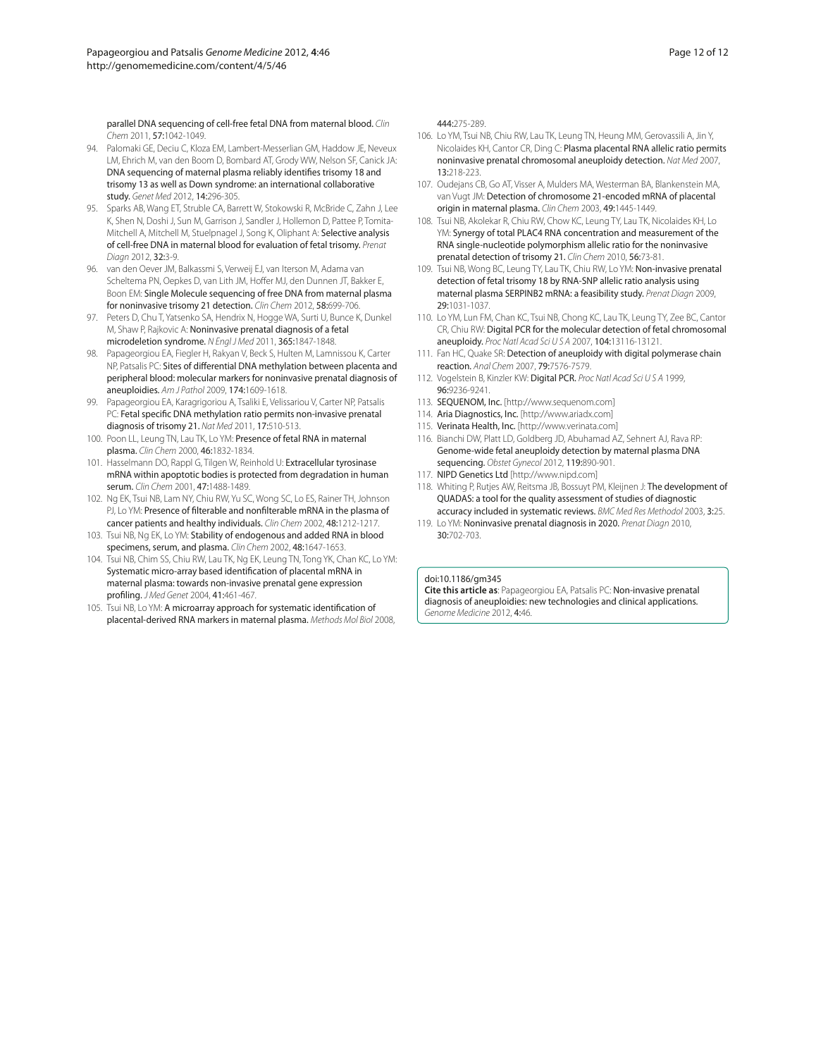parallel DNA sequencing of cell-free fetal DNA from maternal blood. *Clin Chem* 2011, **57:**1042-1049.

94. Palomaki GE, Deciu C, Kloza EM, Lambert-Messerlian GM, Haddow JE, Neveux LM, Ehrich M, van den Boom D, Bombard AT, Grody WW, Nelson SF, Canick JA: DNA sequencing of maternal plasma reliably identifies trisomy 18 and trisomy 13 as well as Down syndrome: an international collaborative study. *Genet Med* 2012, **14:**296-305.
95. Sparks AB, Wang ET, Struble CA, Barrett W, Stokowski R, McBride C, Zahn J, Lee K, Shen N, Doshi J, Sun M, Garrison J, Sandler J, Hollemon D, Pattee P, Tomita-Mitchell A, Mitchell M, Stuelpnagel J, Song K, Oliphant A: Selective analysis of cell-free DNA in maternal blood for evaluation of fetal trisomy. *Prenat Diagn* 2012, **32:**3-9.
96. van den Oever JM, Balkassmi S, Verweij EJ, van Iterson M, Adama van Scheltema PN, Oepkes D, van Lith JM, Hoffer MJ, den Dunnen JT, Bakker E, Boon EM: Single Molecule sequencing of free DNA from maternal plasma for noninvasive trisomy 21 detection. *Clin Chem* 2012, **58:**699-706.
97. Peters D, Chu T, Yatsenko SA, Hendrix N, Hogge WA, Surti U, Bunce K, Dunkel M, Shaw P, Rajkovic A: Noninvasive prenatal diagnosis of a fetal microdeletion syndrome. *N Engl J Med* 2011, **365:**1847-1848.
98. Papageorgiou EA, Fiegler H, Rakyan V, Beck S, Hulten M, Lamnissou K, Carter NP, Patsalis PC: Sites of differential DNA methylation between placenta and peripheral blood: molecular markers for noninvasive prenatal diagnosis of aneuploidies. *Am J Pathol* 2009, **174:**1609-1618.
99. Papageorgiou EA, Karagrigoriou A, Tsaliki E, Velissariou V, Carter NP, Patsalis PC: Fetal specific DNA methylation ratio permits non-invasive prenatal diagnosis of trisomy 21. *Nat Med* 2011, **17:**510-513.
100. Poon LL, Leung TN, Lau TK, Lo YM: Presence of fetal RNA in maternal plasma. *Clin Chem* 2000, **46:**1832-1834.
101. Hasselmann DO, Rappl G, Tilgen W, Reinhold U: Extracellular tyrosinase mRNA within apoptotic bodies is protected from degradation in human serum. *Clin Chem* 2001, **47:**1488-1489.
102. Ng EK, Tsui NB, Lam NY, Chiu RW, Yu SC, Wong SC, Lo ES, Rainer TH, Johnson PJ, Lo YM: Presence of filterable and nonfilterable mRNA in the plasma of cancer patients and healthy individuals. *Clin Chem* 2002, **48:**1212-1217.
103. Tsui NB, Ng EK, Lo YM: Stability of endogenous and added RNA in blood specimens, serum, and plasma. *Clin Chem* 2002, **48:**1647-1653.
104. Tsui NB, Chim SS, Chiu RW, Lau TK, Ng EK, Leung TN, Tong YK, Chan KC, Lo YM: Systematic micro-array based identification of placental mRNA in maternal plasma: towards non-invasive prenatal gene expression profiling. *J Med Genet* 2004, **41:**461-467.
105. Tsui NB, Lo YM: A microarray approach for systematic identification of placental-derived RNA markers in maternal plasma. *Methods Mol Biol* 2008, **444:**275-289.
106. Lo YM, Tsui NB, Chiu RW, Lau TK, Leung TN, Heung MM, Gerovassili A, Jin Y, Nicolaides KH, Cantor CR, Ding C: Plasma placental RNA allelic ratio permits noninvasive prenatal chromosomal aneuploidy detection. *Nat Med* 2007, **13:**218-223.
107. Oudejans CB, Go AT, Visser A, Mulders MA, Westerman BA, Blankenstein MA, van Vugt JM: Detection of chromosome 21-encoded mRNA of placental origin in maternal plasma. *Clin Chem* 2003, **49:**1445-1449.
108. Tsui NB, Akolekar R, Chiu RW, Chow KC, Leung TY, Lau TK, Nicolaides KH, Lo YM: Synergy of total PLAC4 RNA concentration and measurement of the RNA single-nucleotide polymorphism allelic ratio for the noninvasive prenatal detection of trisomy 21. *Clin Chem* 2010, **56:**73-81.
109. Tsui NB, Wong BC, Leung TY, Lau TK, Chiu RW, Lo YM: Non-invasive prenatal detection of fetal trisomy 18 by RNA-SNP allelic ratio analysis using maternal plasma SERPINB2 mRNA: a feasibility study. *Prenat Diagn* 2009, **29:**1031-1037.
110. Lo YM, Lun FM, Chan KC, Tsui NB, Chong KC, Lau TK, Leung TY, Zee BC, Cantor CR, Chiu RW: Digital PCR for the molecular detection of fetal chromosomal aneuploidy. *Proc Natl Acad Sci U S A* 2007, **104:**13116-13121.
111. Fan HC, Quake SR: Detection of aneuploidy with digital polymerase chain reaction. *Anal Chem* 2007, **79:**7576-7579.
112. Vogelstein B, Kinzler KW: Digital PCR. *Proc Natl Acad Sci U S A* 1999, **96:**9236-9241.
113. SEQUENOM, Inc. [http://www.sequenom.com]
114. Aria Diagnostics, Inc. [http://www.ariadx.com]
115. Verinata Health, Inc. [http://www.verinata.com]
116. Bianchi DW, Platt LD, Goldberg JD, Abuhamad AZ, Sehnert AJ, Rava RP: Genome-wide fetal aneuploidy detection by maternal plasma DNA sequencing. *Obstet Gynecol* 2012, **119:**890-901.
117. NIPD Genetics Ltd [http://www.nipd.com]
118. Whiting P, Rutjes AW, Reitsma JB, Bossuyt PM, Kleijnen J: The development of QUADAS: a tool for the quality assessment of studies of diagnostic accuracy included in systematic reviews. *BMC Med Res Methodol* 2003, **3:**25.
119. Lo YM: Noninvasive prenatal diagnosis in 2020. *Prenat Diagn* 2010, **30:**702-703.

doi:10.1186/gm345
**Cite this article as**: Papageorgiou EA, Patsalis PC: Non-invasive prenatal diagnosis of aneuploidies: new technologies and clinical applications. *Genome Medicine* 2012, **4:**46.